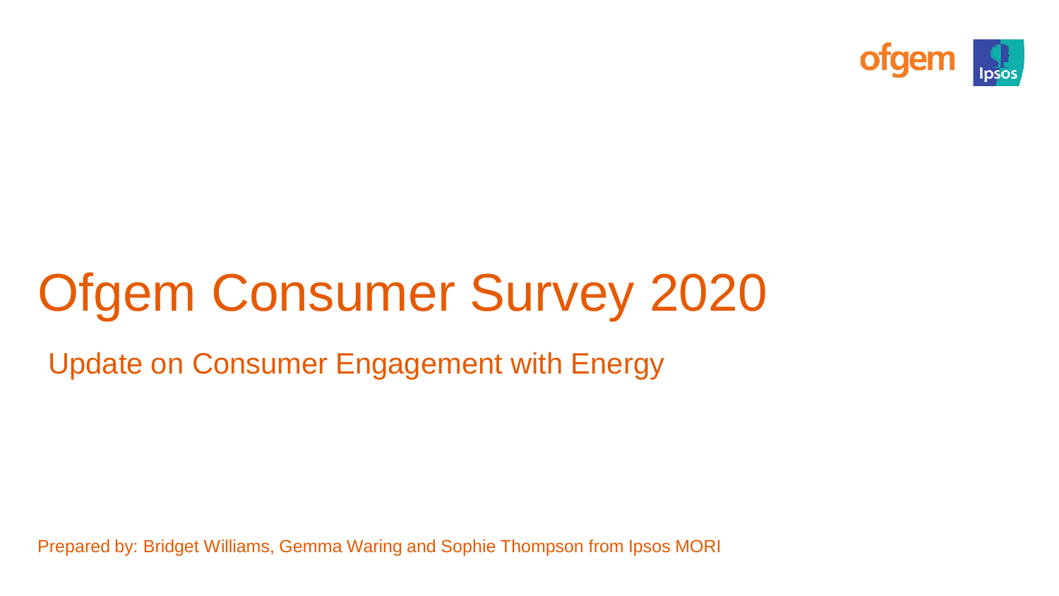ofgem Ipsos

# Ofgem Consumer Survey 2020

## Update on Consumer Engagement with Energy

Prepared by: Bridget Williams, Gemma Waring and Sophie Thompson from Ipsos MORI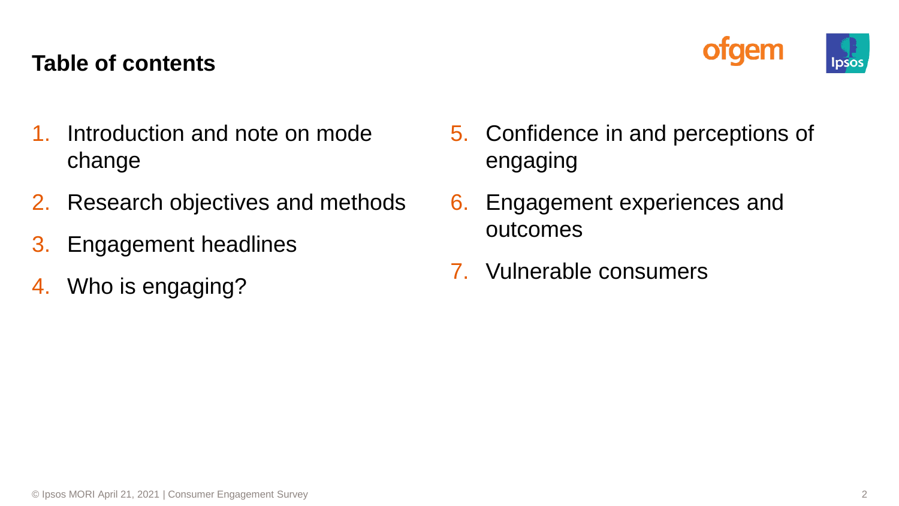## Table of contents

1. Introduction and note on mode change
2. Research objectives and methods
3. Engagement headlines
4. Who is engaging?
5. Confidence in and perceptions of engaging
6. Engagement experiences and outcomes
7. Vulnerable consumers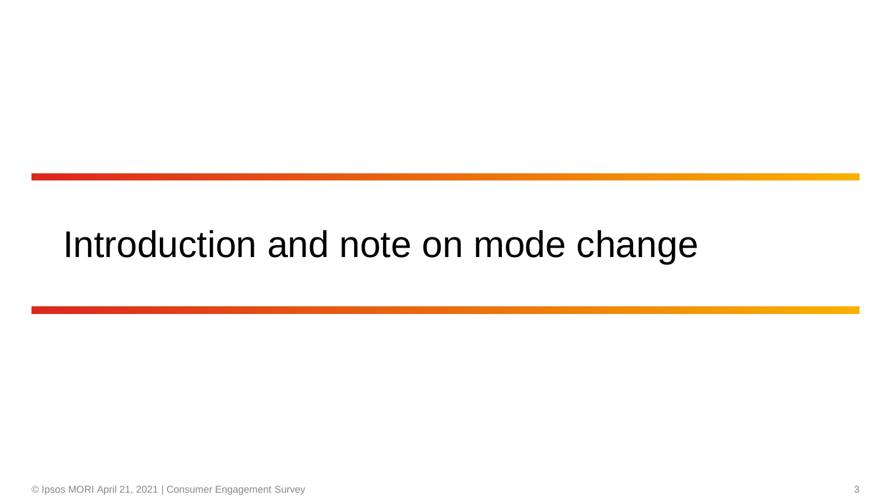# Introduction and note on mode change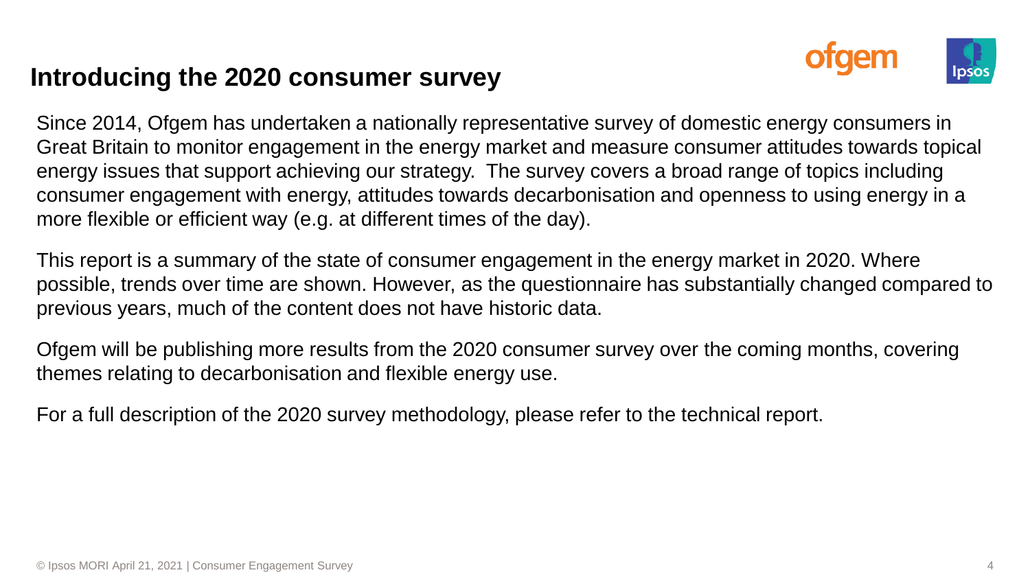## Introducing the 2020 consumer survey

Since 2014, Ofgem has undertaken a nationally representative survey of domestic energy consumers in Great Britain to monitor engagement in the energy market and measure consumer attitudes towards topical energy issues that support achieving our strategy. The survey covers a broad range of topics including consumer engagement with energy, attitudes towards decarbonisation and openness to using energy in a more flexible or efficient way (e.g. at different times of the day).

This report is a summary of the state of consumer engagement in the energy market in 2020. Where possible, trends over time are shown. However, as the questionnaire has substantially changed compared to previous years, much of the content does not have historic data.

Ofgem will be publishing more results from the 2020 consumer survey over the coming months, covering themes relating to decarbonisation and flexible energy use.

For a full description of the 2020 survey methodology, please refer to the technical report.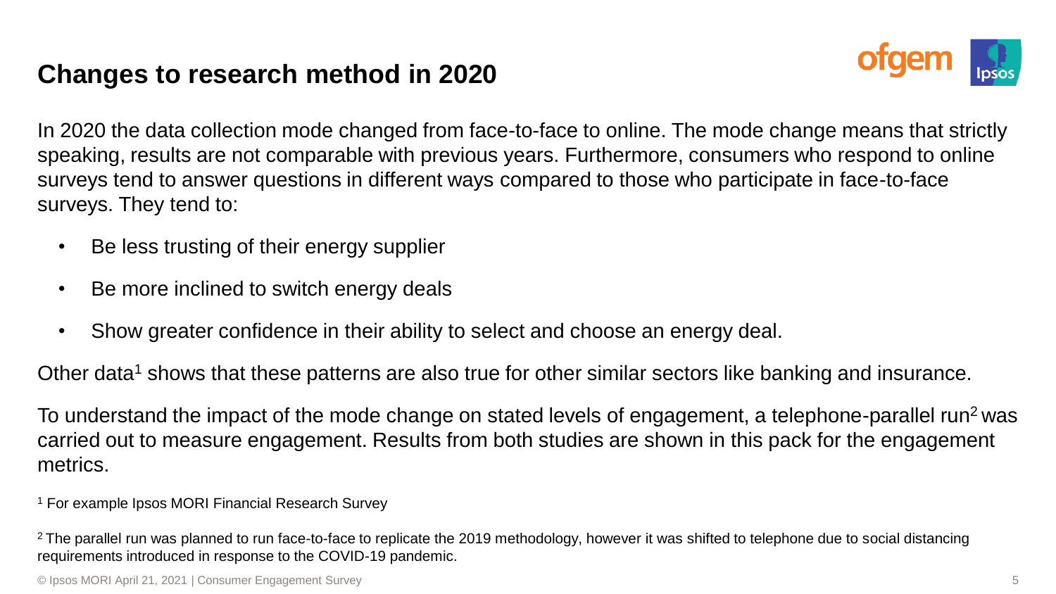# Changes to research method in 2020

In 2020 the data collection mode changed from face-to-face to online. The mode change means that strictly speaking, results are not comparable with previous years. Furthermore, consumers who respond to online surveys tend to answer questions in different ways compared to those who participate in face-to-face surveys. They tend to:

- Be less trusting of their energy supplier
- Be more inclined to switch energy deals
- Show greater confidence in their ability to select and choose an energy deal.

Other data[1] shows that these patterns are also true for other similar sectors like banking and insurance.

To understand the impact of the mode change on stated levels of engagement, a telephone-parallel run[2] was carried out to measure engagement. Results from both studies are shown in this pack for the engagement metrics.

[1] For example Ipsos MORI Financial Research Survey

[2] The parallel run was planned to run face-to-face to replicate the 2019 methodology, however it was shifted to telephone due to social distancing requirements introduced in response to the COVID-19 pandemic.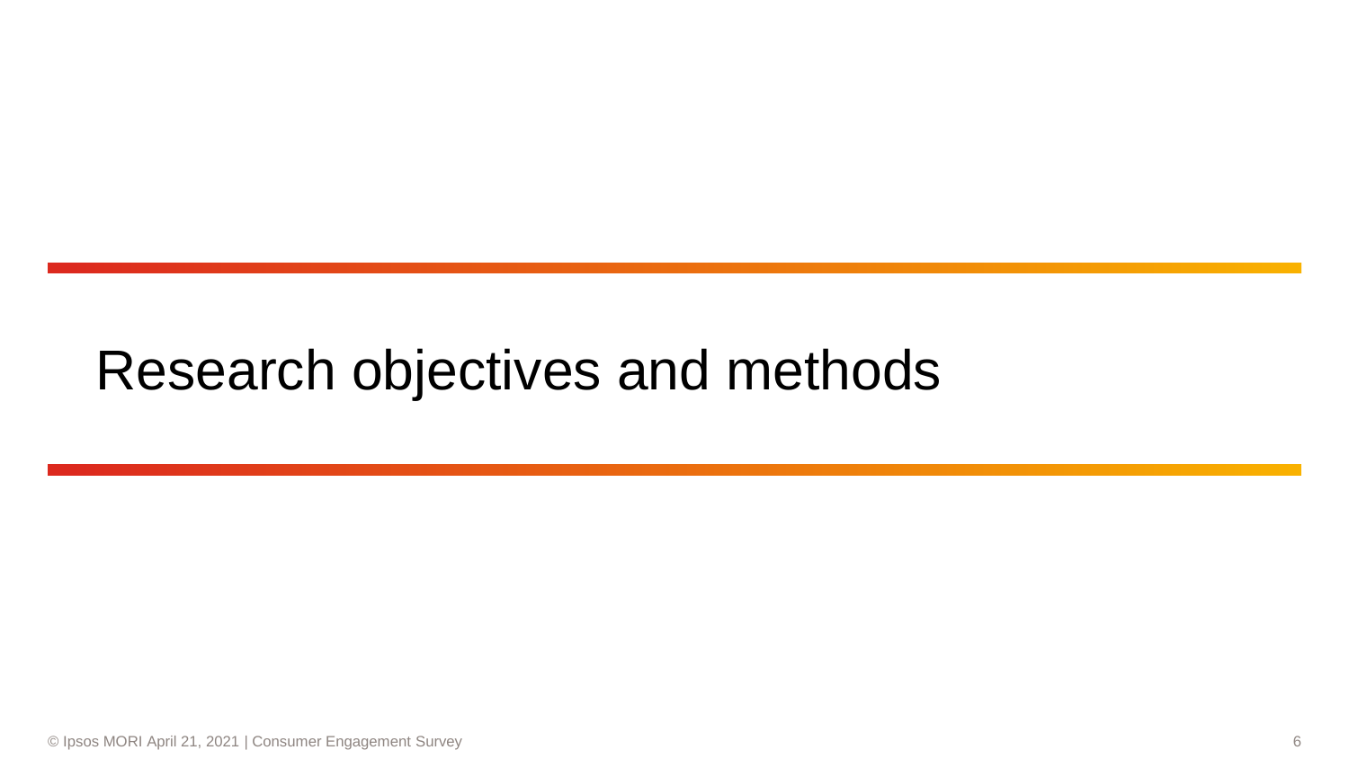# Research objectives and methods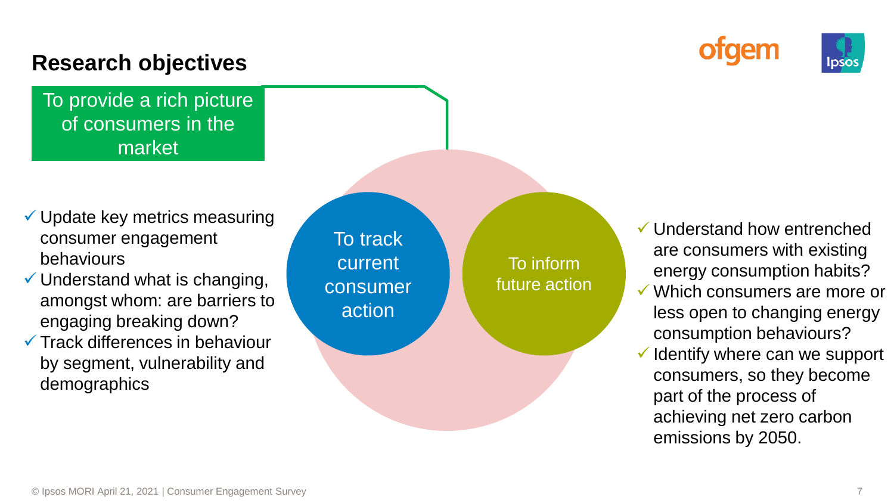## Research objectives

**To provide a rich picture of consumers in the market**

**To track current consumer action**

- Update key metrics measuring consumer engagement behaviours
- Understand what is changing, amongst whom: are barriers to engaging breaking down?
- Track differences in behaviour by segment, vulnerability and demographics

**To inform future action**

- Understand how entrenched are consumers with existing energy consumption habits?
- Which consumers are more or less open to changing energy consumption behaviours?
- Identify where can we support consumers, so they become part of the process of achieving net zero carbon emissions by 2050.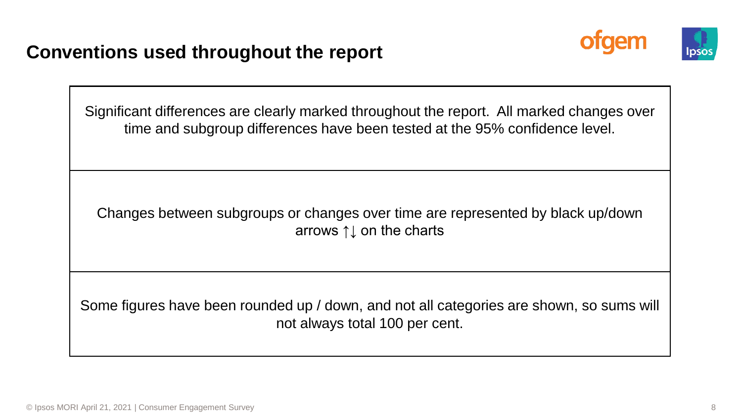## Conventions used throughout the report

Significant differences are clearly marked throughout the report. All marked changes over time and subgroup differences have been tested at the 95% confidence level.

Changes between subgroups or changes over time are represented by black up/down arrows ↑↓ on the charts

Some figures have been rounded up / down, and not all categories are shown, so sums will not always total 100 per cent.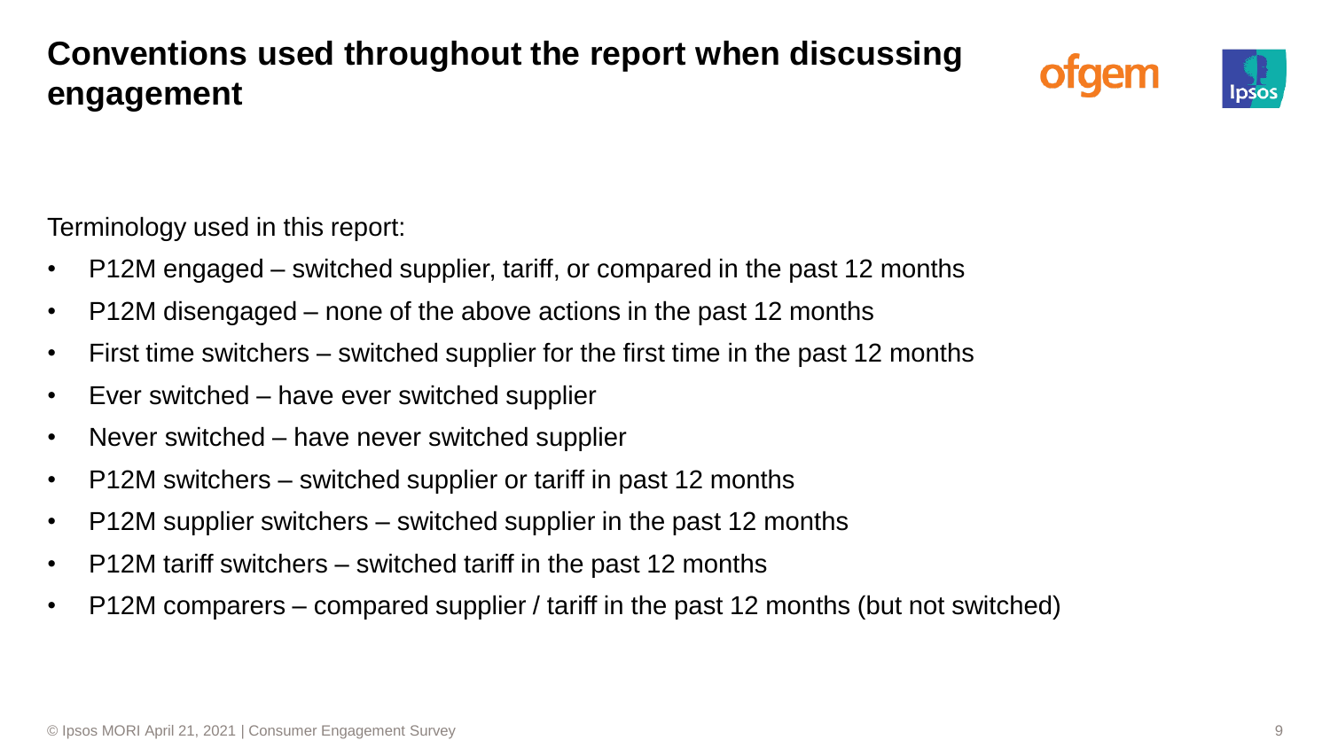# Conventions used throughout the report when discussing engagement

Terminology used in this report:

- P12M engaged – switched supplier, tariff, or compared in the past 12 months
- P12M disengaged – none of the above actions in the past 12 months
- First time switchers – switched supplier for the first time in the past 12 months
- Ever switched – have ever switched supplier
- Never switched – have never switched supplier
- P12M switchers – switched supplier or tariff in past 12 months
- P12M supplier switchers – switched supplier in the past 12 months
- P12M tariff switchers – switched tariff in the past 12 months
- P12M comparers – compared supplier / tariff in the past 12 months (but not switched)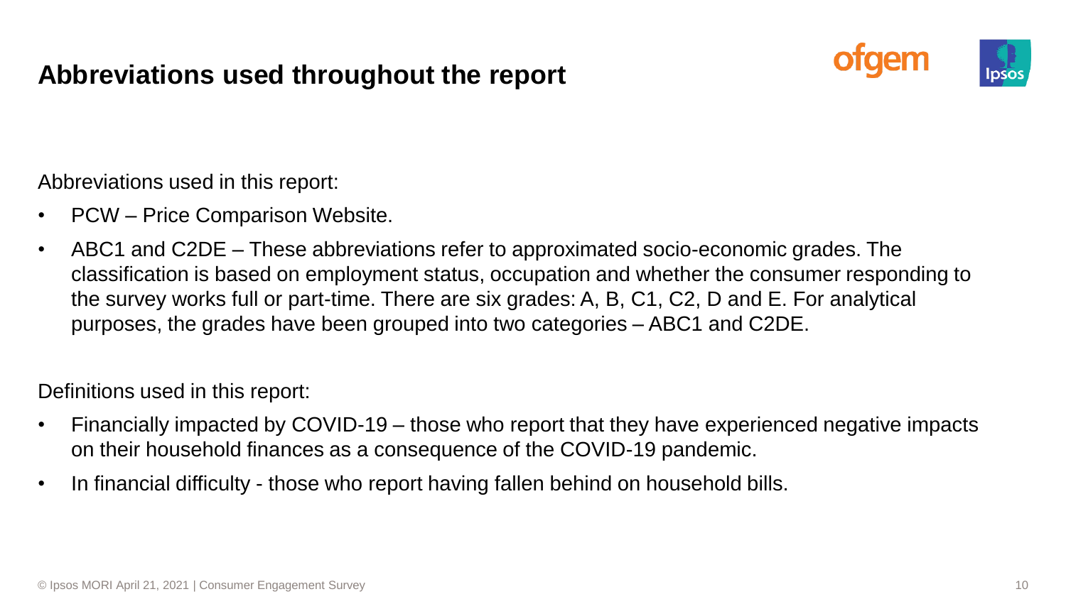# Abbreviations used throughout the report

Abbreviations used in this report:

- PCW – Price Comparison Website.
- ABC1 and C2DE – These abbreviations refer to approximated socio-economic grades. The classification is based on employment status, occupation and whether the consumer responding to the survey works full or part-time. There are six grades: A, B, C1, C2, D and E. For analytical purposes, the grades have been grouped into two categories – ABC1 and C2DE.

Definitions used in this report:

- Financially impacted by COVID-19 – those who report that they have experienced negative impacts on their household finances as a consequence of the COVID-19 pandemic.
- In financial difficulty - those who report having fallen behind on household bills.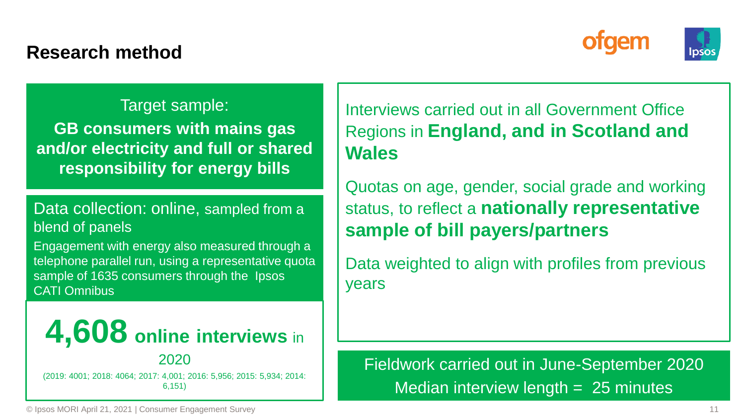# Research method

Target sample:

**GB consumers with mains gas and/or electricity and full or shared responsibility for energy bills**

Data collection: online, sampled from a blend of panels

Engagement with energy also measured through a telephone parallel run, using a representative quota sample of 1635 consumers through the Ipsos CATI Omnibus

**4,608 online interviews** in 2020

(2019: 4001; 2018: 4064; 2017: 4,001; 2016: 5,956; 2015: 5,934; 2014: 6,151)

Interviews carried out in all Government Office Regions in **England, and in Scotland and Wales**

Quotas on age, gender, social grade and working status, to reflect a **nationally representative sample of bill payers/partners**

Data weighted to align with profiles from previous years

Fieldwork carried out in June-September 2020

Median interview length = 25 minutes

© Ipsos MORI April 21, 2021 | Consumer Engagement Survey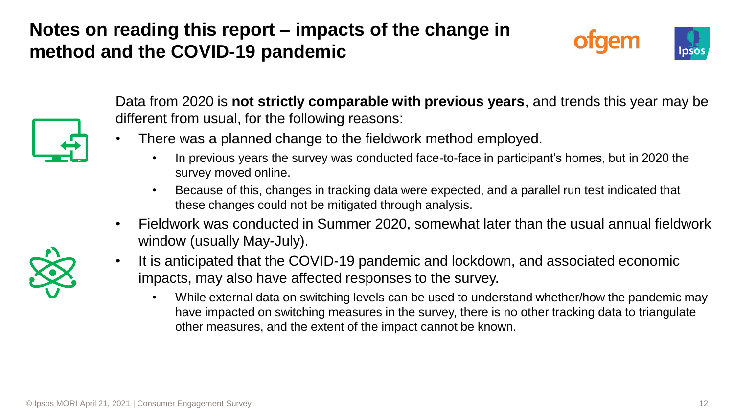# Notes on reading this report – impacts of the change in method and the COVID-19 pandemic

Data from 2020 is **not strictly comparable with previous years**, and trends this year may be different from usual, for the following reasons:

- There was a planned change to the fieldwork method employed.
  - In previous years the survey was conducted face-to-face in participant's homes, but in 2020 the survey moved online.
  - Because of this, changes in tracking data were expected, and a parallel run test indicated that these changes could not be mitigated through analysis.
- Fieldwork was conducted in Summer 2020, somewhat later than the usual annual fieldwork window (usually May-July).
- It is anticipated that the COVID-19 pandemic and lockdown, and associated economic impacts, may also have affected responses to the survey.
  - While external data on switching levels can be used to understand whether/how the pandemic may have impacted on switching measures in the survey, there is no other tracking data to triangulate other measures, and the extent of the impact cannot be known.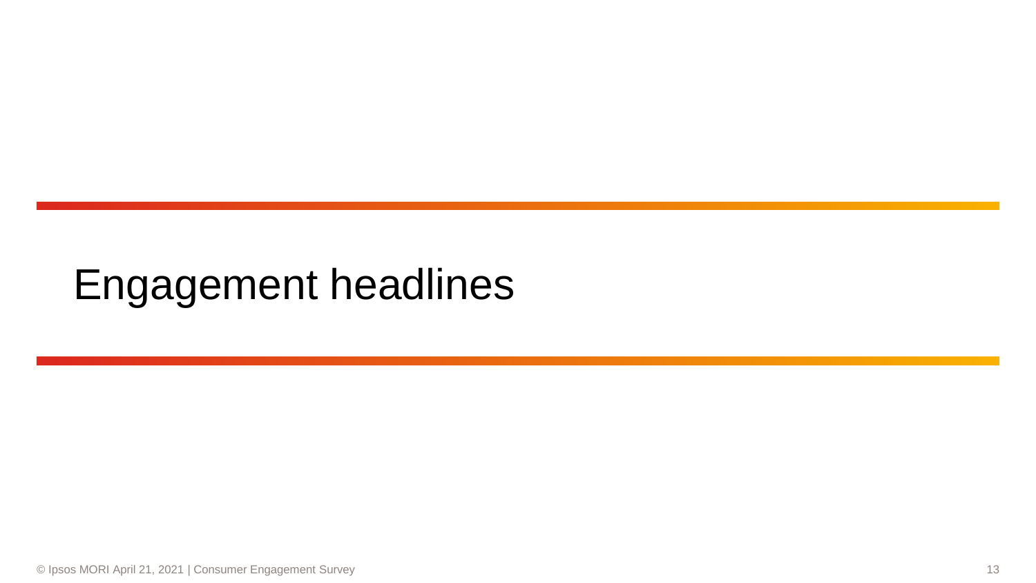# Engagement headlines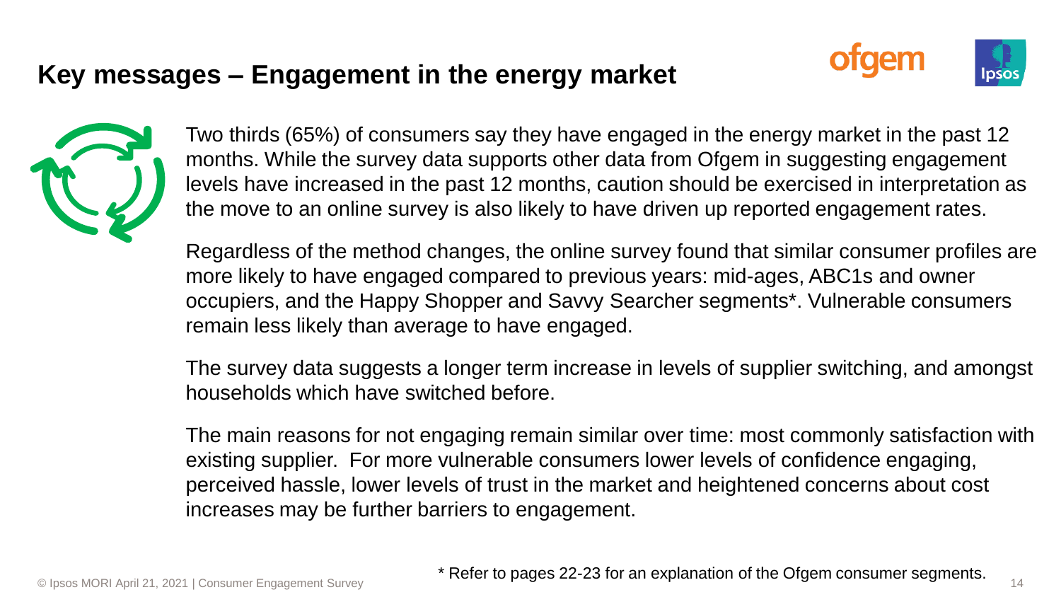# Key messages – Engagement in the energy market

Two thirds (65%) of consumers say they have engaged in the energy market in the past 12 months. While the survey data supports other data from Ofgem in suggesting engagement levels have increased in the past 12 months, caution should be exercised in interpretation as the move to an online survey is also likely to have driven up reported engagement rates.

Regardless of the method changes, the online survey found that similar consumer profiles are more likely to have engaged compared to previous years: mid-ages, ABC1s and owner occupiers, and the Happy Shopper and Savvy Searcher segments*. Vulnerable consumers remain less likely than average to have engaged.

The survey data suggests a longer term increase in levels of supplier switching, and amongst households which have switched before.

The main reasons for not engaging remain similar over time: most commonly satisfaction with existing supplier. For more vulnerable consumers lower levels of confidence engaging, perceived hassle, lower levels of trust in the market and heightened concerns about cost increases may be further barriers to engagement.

* Refer to pages 22-23 for an explanation of the Ofgem consumer segments.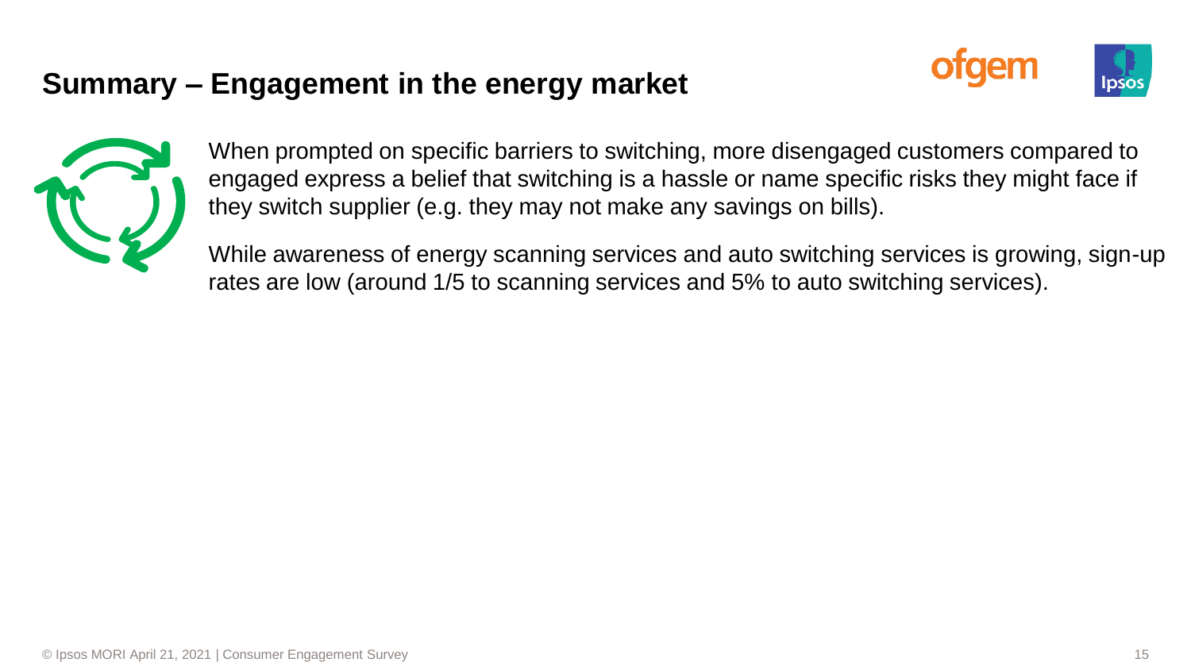# Summary – Engagement in the energy market

When prompted on specific barriers to switching, more disengaged customers compared to engaged express a belief that switching is a hassle or name specific risks they might face if they switch supplier (e.g. they may not make any savings on bills).

While awareness of energy scanning services and auto switching services is growing, sign-up rates are low (around 1/5 to scanning services and 5% to auto switching services).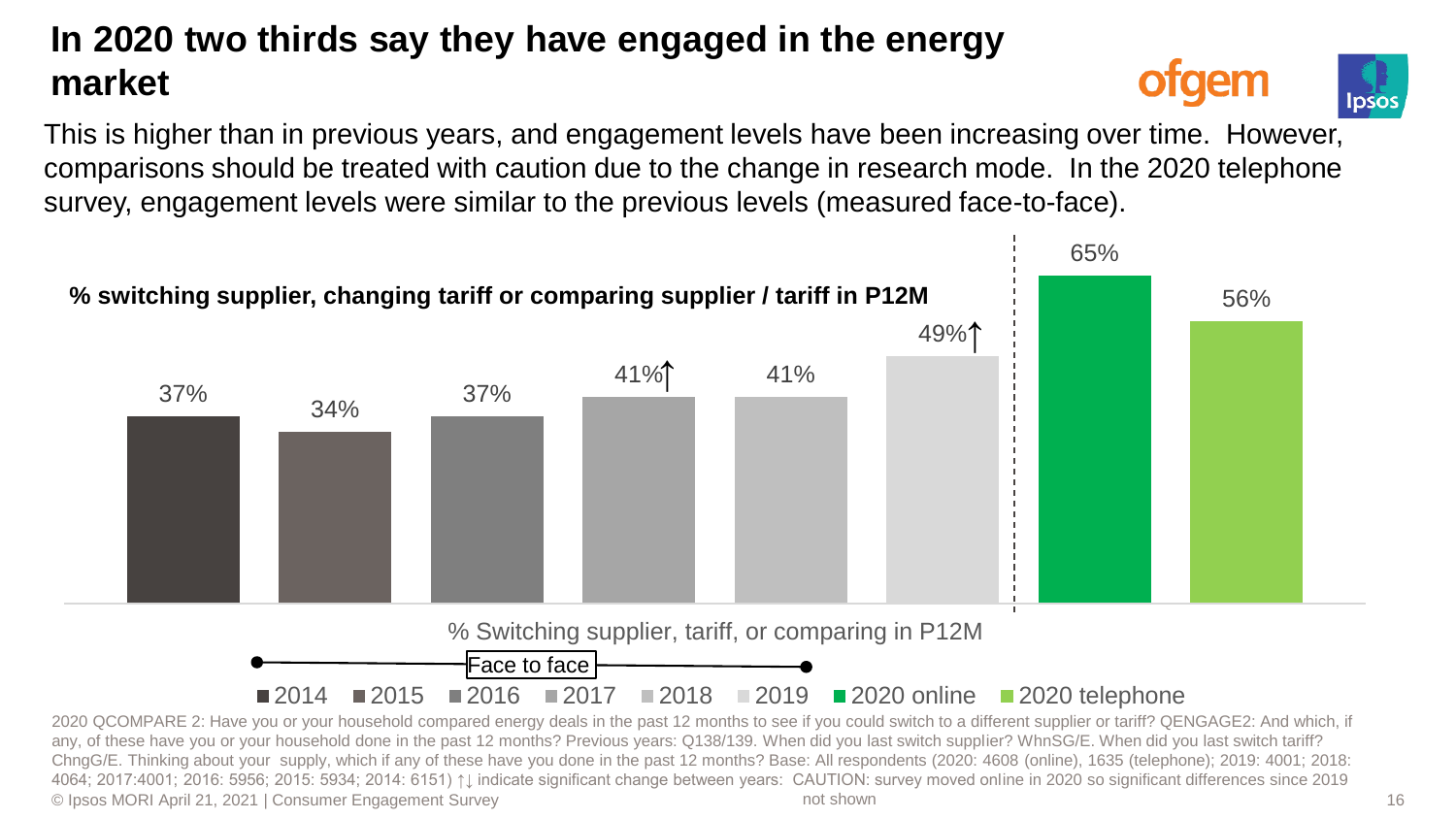# In 2020 two thirds say they have engaged in the energy market

This is higher than in previous years, and engagement levels have been increasing over time. However, comparisons should be treated with caution due to the change in research mode. In the 2020 telephone survey, engagement levels were similar to the previous levels (measured face-to-face).

**% switching supplier, changing tariff or comparing supplier / tariff in P12M**

| Year | % Switching supplier, tariff, or comparing in P12M |
|---|---|
| 2014 | 37% |
| 2015 | 34% |
| 2016 | 37% |
| 2017 | 41%↑ |
| 2018 | 41% |
| 2019 | 49%↑ |
| 2020 online | 65% |
| 2020 telephone | 56% |

Face to face: 2014–2019

2020 QCOMPARE 2: Have you or your household compared energy deals in the past 12 months to see if you could switch to a different supplier or tariff? QENGAGE2: And which, if any, of these have you or your household done in the past 12 months? Previous years: Q138/139. When did you last switch supplier? WhnSG/E. When did you last switch tariff? ChngG/E. Thinking about your supply, which if any of these have you done in the past 12 months? Base: All respondents (2020: 4608 (online), 1635 (telephone); 2019: 4001; 2018: 4064; 2017:4001; 2016: 5956; 2015: 5934; 2014: 6151) ↑↓ indicate significant change between years: CAUTION: survey moved online in 2020 so significant differences since 2019 not shown

© Ipsos MORI April 21, 2021 | Consumer Engagement Survey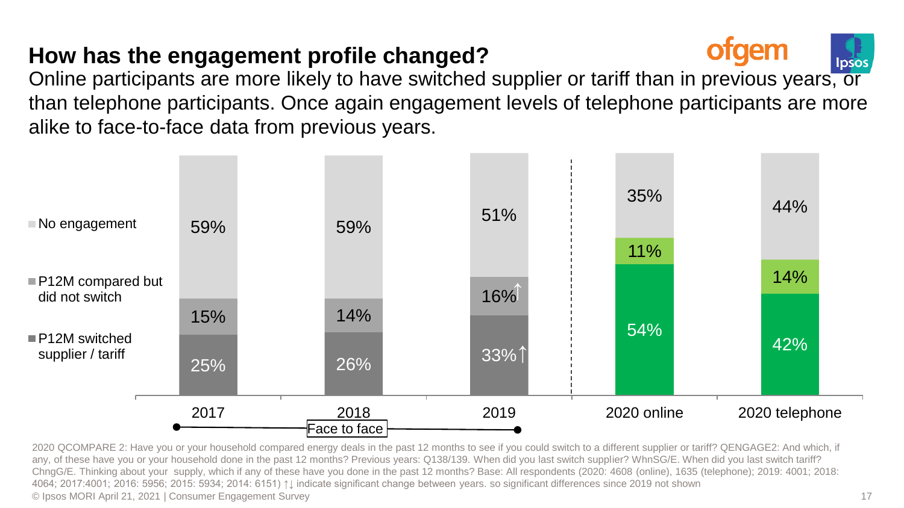# How has the engagement profile changed?

Online participants are more likely to have switched supplier or tariff than in previous years, or than telephone participants. Once again engagement levels of telephone participants are more alike to face-to-face data from previous years.

| | 2017 | 2018 | 2019 | 2020 online | 2020 telephone |
|---|---|---|---|---|---|
| No engagement | 59% | 59% | 51% | 35% | 44% |
| P12M compared but did not switch | 15% | 14% | 16%↑ | 11% | 14% |
| P12M switched supplier / tariff | 25% | 26% | 33%↑ | 54% | 42% |

2017–2019: Face to face

2020 QCOMPARE 2: Have you or your household compared energy deals in the past 12 months to see if you could switch to a different supplier or tariff? QENGAGE2: And which, if any, of these have you or your household done in the past 12 months? Previous years: Q138/139. When did you last switch supplier? WhnSG/E. When did you last switch tariff? ChngG/E. Thinking about your supply, which if any of these have you done in the past 12 months? Base: All respondents (2020: 4608 (online), 1635 (telephone); 2019: 4001; 2018: 4064; 2017:4001; 2016: 5956; 2015: 5934; 2014: 6151) ↑↓ indicate significant change between years. so significant differences since 2019 not shown

© Ipsos MORI April 21, 2021 | Consumer Engagement Survey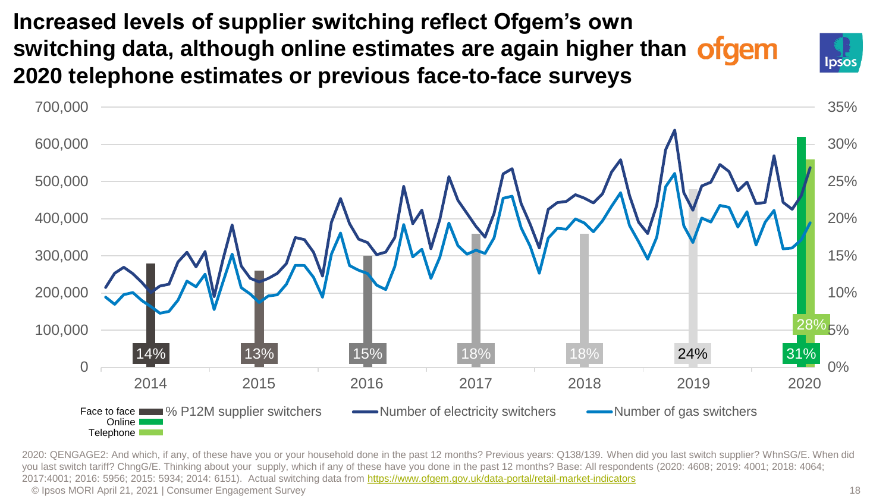# Increased levels of supplier switching reflect Ofgem's own switching data, although online estimates are again higher than 2020 telephone estimates or previous face-to-face surveys

| Year | % P12M supplier switchers |
|---|---|
| 2014 (Face to face) | 14% |
| 2015 (Face to face) | 13% |
| 2016 (Face to face) | 15% |
| 2017 (Face to face) | 18% |
| 2018 (Face to face) | 18% |
| 2019 (Face to face) | 24% |
| 2020 (Online) | 31% |
| 2020 (Telephone) | 28% |

Legend: Face to face / Online / Telephone — % P12M supplier switchers; Number of electricity switchers; Number of gas switchers

2020: QENGAGE2: And which, if any, of these have you or your household done in the past 12 months? Previous years: Q138/139. When did you last switch supplier? WhnSG/E. When did you last switch tariff? ChngG/E. Thinking about your supply, which if any of these have you done in the past 12 months? Base: All respondents (2020: 4608; 2019: 4001; 2018: 4064; 2017:4001; 2016: 5956; 2015: 5934; 2014: 6151). Actual switching data from https://www.ofgem.gov.uk/data-portal/retail-market-indicators

© Ipsos MORI April 21, 2021 | Consumer Engagement Survey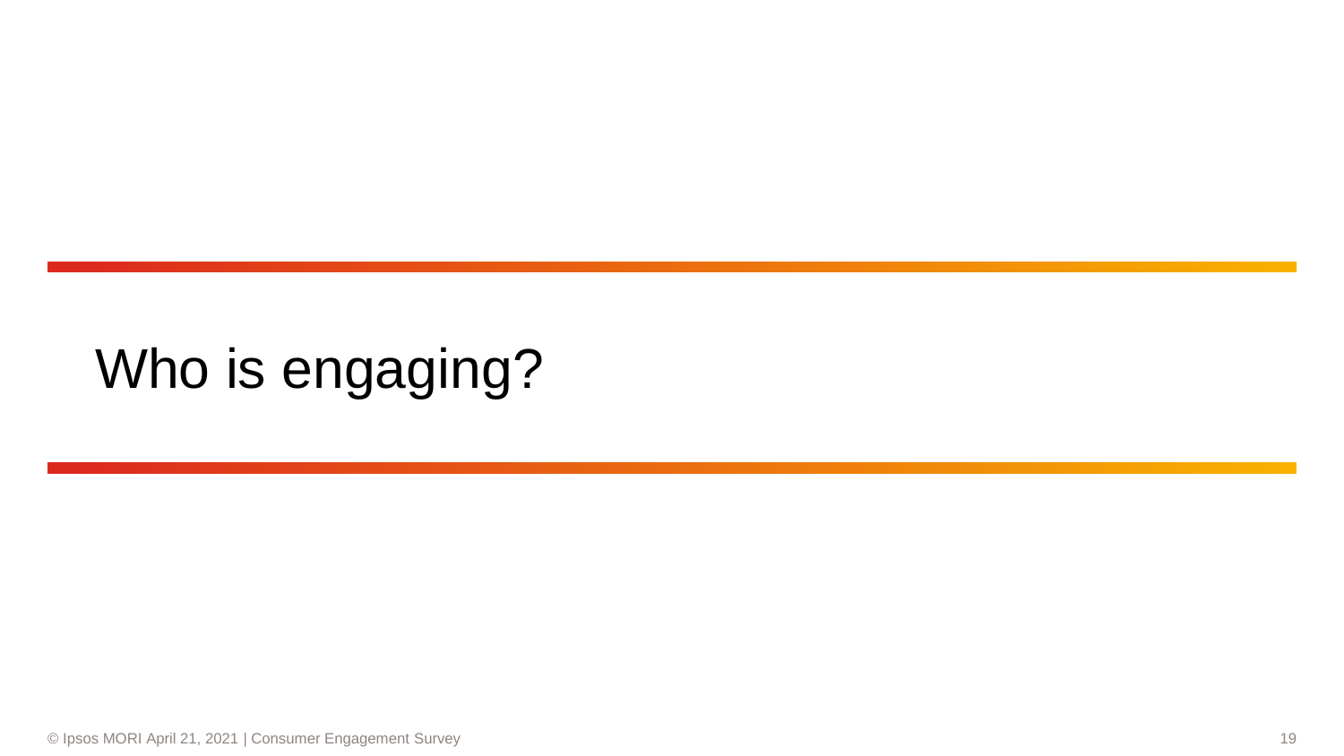# Who is engaging?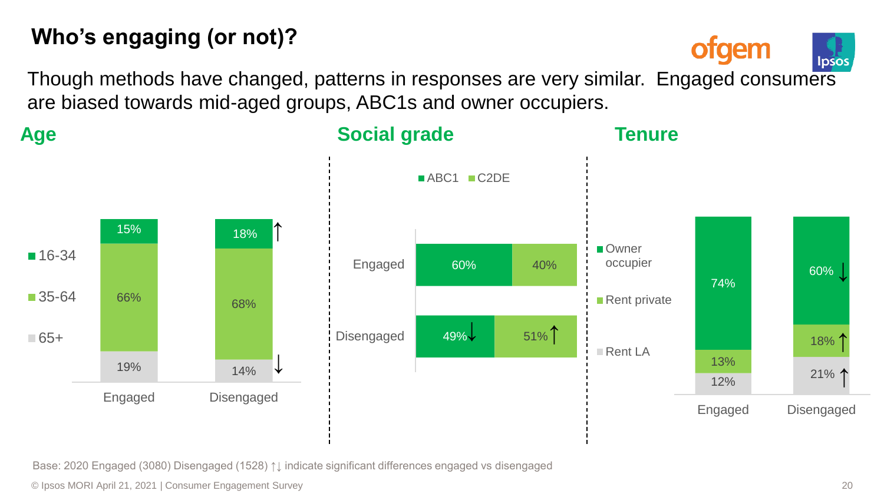# Who's engaging (or not)?

Though methods have changed, patterns in responses are very similar. Engaged consumers are biased towards mid-aged groups, ABC1s and owner occupiers.

## Age

| | Engaged | Disengaged |
|---|---|---|
| 16-34 | 15% | 18% ↑ |
| 35-64 | 66% | 68% |
| 65+ | 19% | 14% ↓ |

## Social grade

| | ABC1 | C2DE |
|---|---|---|
| Engaged | 60% | 40% |
| Disengaged | 49% ↓ | 51% ↑ |

## Tenure

| | Engaged | Disengaged |
|---|---|---|
| Owner occupier | 74% | 60% ↓ |
| Rent private | 13% | 18% ↑ |
| Rent LA | 12% | 21% ↑ |

Base: 2020 Engaged (3080) Disengaged (1528) ↑↓ indicate significant differences engaged vs disengaged

© Ipsos MORI April 21, 2021 | Consumer Engagement Survey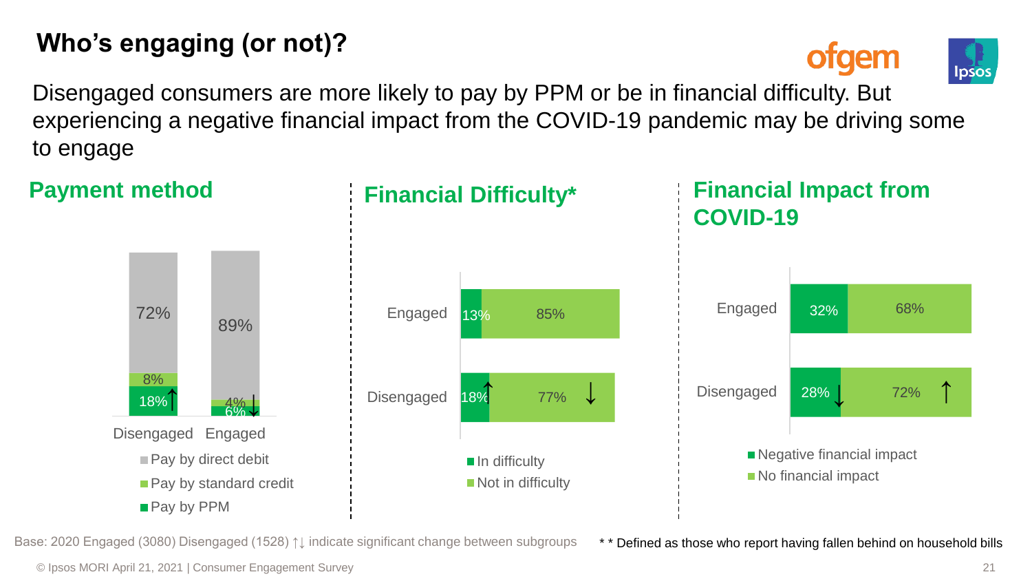# Who's engaging (or not)?

Disengaged consumers are more likely to pay by PPM or be in financial difficulty. But experiencing a negative financial impact from the COVID-19 pandemic may be driving some to engage

## Payment method

| | Disengaged | Engaged |
|---|---|---|
| Pay by direct debit | 72% | 89% |
| Pay by standard credit | 8% | 4% |
| Pay by PPM | 18% ↑ | 6% ↓ |

## Financial Difficulty*

| | In difficulty | Not in difficulty |
|---|---|---|
| Engaged | 13% | 85% |
| Disengaged | 18% ↑ | 77% ↓ |

## Financial Impact from COVID-19

| | Negative financial impact | No financial impact |
|---|---|---|
| Engaged | 32% | 68% |
| Disengaged | 28% ↓ | 72% ↑ |

Base: 2020 Engaged (3080) Disengaged (1528) ↑↓ indicate significant change between subgroups

* * Defined as those who report having fallen behind on household bills

© Ipsos MORI April 21, 2021 | Consumer Engagement Survey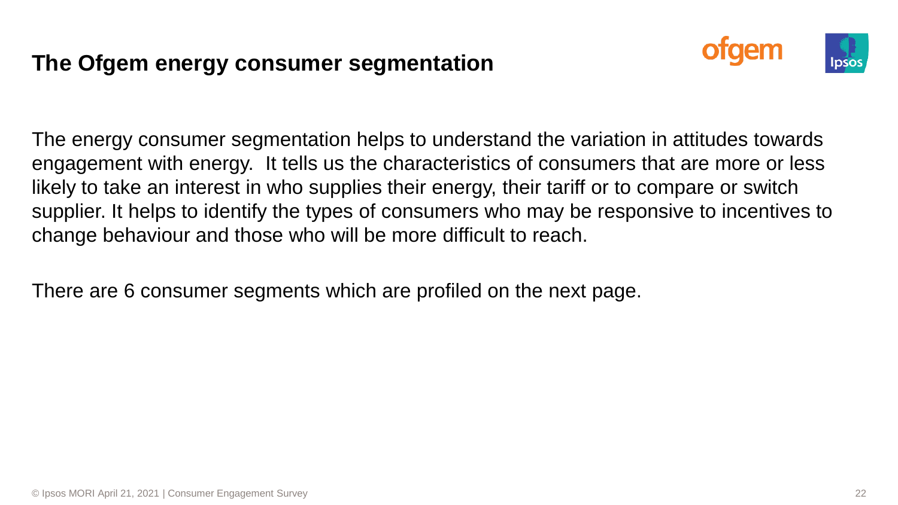# The Ofgem energy consumer segmentation

The energy consumer segmentation helps to understand the variation in attitudes towards engagement with energy. It tells us the characteristics of consumers that are more or less likely to take an interest in who supplies their energy, their tariff or to compare or switch supplier. It helps to identify the types of consumers who may be responsive to incentives to change behaviour and those who will be more difficult to reach.

There are 6 consumer segments which are profiled on the next page.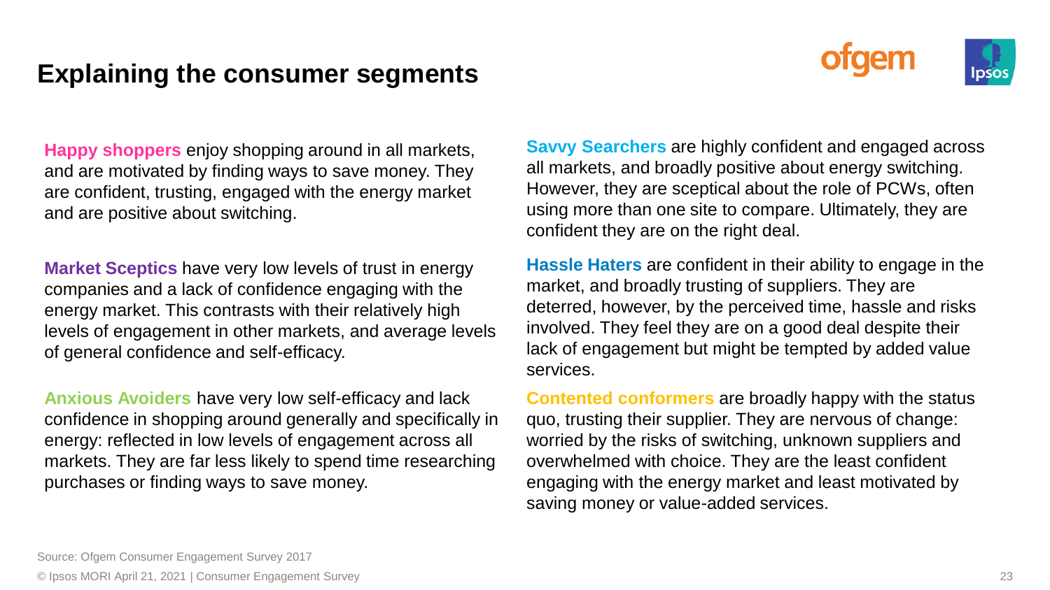# Explaining the consumer segments

**Happy shoppers** enjoy shopping around in all markets, and are motivated by finding ways to save money. They are confident, trusting, engaged with the energy market and are positive about switching.

**Market Sceptics** have very low levels of trust in energy companies and a lack of confidence engaging with the energy market. This contrasts with their relatively high levels of engagement in other markets, and average levels of general confidence and self-efficacy.

**Anxious Avoiders** have very low self-efficacy and lack confidence in shopping around generally and specifically in energy: reflected in low levels of engagement across all markets. They are far less likely to spend time researching purchases or finding ways to save money.

**Savvy Searchers** are highly confident and engaged across all markets, and broadly positive about energy switching. However, they are sceptical about the role of PCWs, often using more than one site to compare. Ultimately, they are confident they are on the right deal.

**Hassle Haters** are confident in their ability to engage in the market, and broadly trusting of suppliers. They are deterred, however, by the perceived time, hassle and risks involved. They feel they are on a good deal despite their lack of engagement but might be tempted by added value services.

**Contented conformers** are broadly happy with the status quo, trusting their supplier. They are nervous of change: worried by the risks of switching, unknown suppliers and overwhelmed with choice. They are the least confident engaging with the energy market and least motivated by saving money or value-added services.

Source: Ofgem Consumer Engagement Survey 2017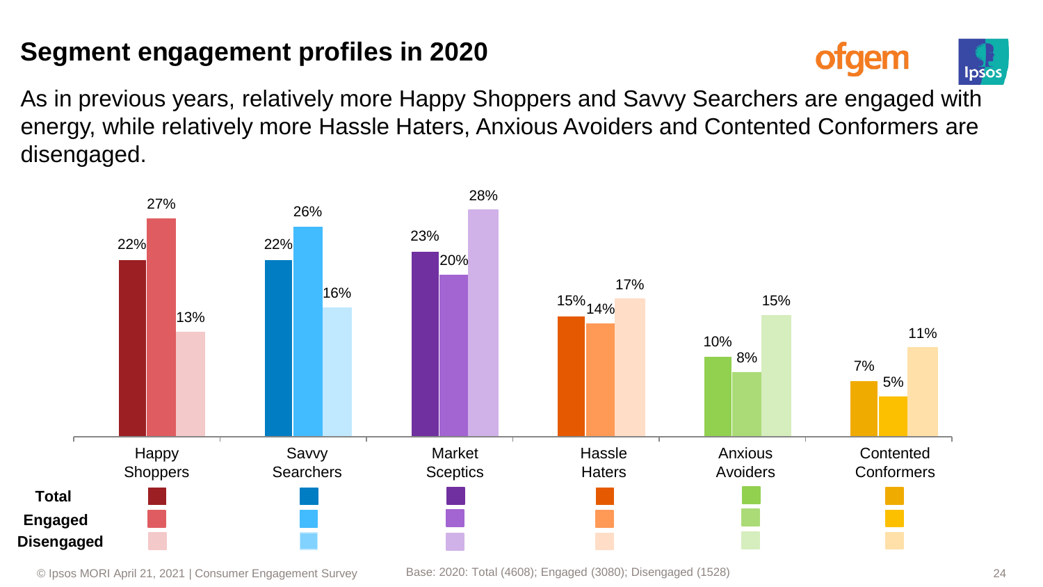# Segment engagement profiles in 2020

As in previous years, relatively more Happy Shoppers and Savvy Searchers are engaged with energy, while relatively more Hassle Haters, Anxious Avoiders and Contented Conformers are disengaged.

| | Happy Shoppers | Savvy Searchers | Market Sceptics | Hassle Haters | Anxious Avoiders | Contented Conformers |
|---|---|---|---|---|---|---|
| Total | 22% | 22% | 23% | 15% | 10% | 7% |
| Engaged | 27% | 26% | 20% | 14% | 8% | 5% |
| Disengaged | 13% | 16% | 28% | 17% | 15% | 11% |

© Ipsos MORI April 21, 2021 | Consumer Engagement Survey

Base: 2020: Total (4608); Engaged (3080); Disengaged (1528)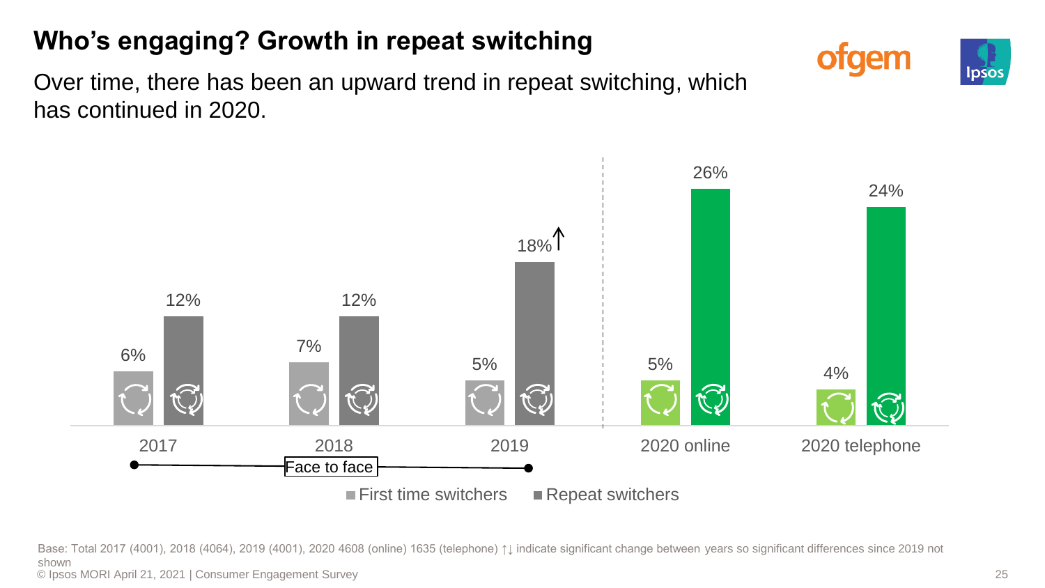# Who's engaging? Growth in repeat switching

Over time, there has been an upward trend in repeat switching, which has continued in 2020.

| | First time switchers | Repeat switchers |
|---|---|---|
| 2017 | 6% | 12% |
| 2018 | 7% | 12% |
| 2019 | 5% | 18%↑ |
| 2020 online | 5% | 26% |
| 2020 telephone | 4% | 24% |

2017–2019: Face to face

Base: Total 2017 (4001), 2018 (4064), 2019 (4001), 2020 4608 (online) 1635 (telephone) ↑↓ indicate significant change between years so significant differences since 2019 not shown

© Ipsos MORI April 21, 2021 | Consumer Engagement Survey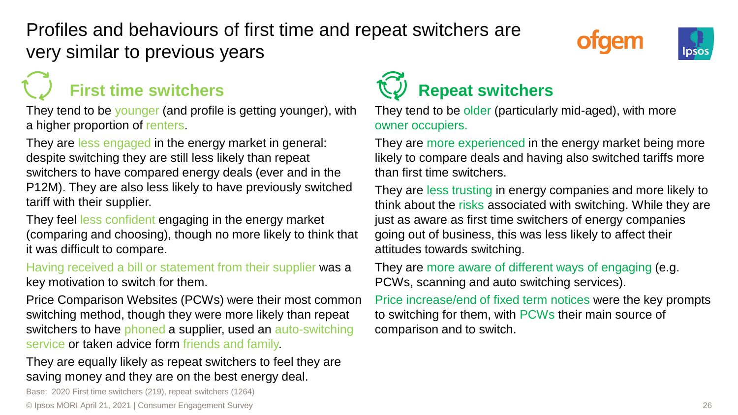# Profiles and behaviours of first time and repeat switchers are very similar to previous years

## First time switchers

They tend to be younger (and profile is getting younger), with a higher proportion of renters.

They are less engaged in the energy market in general: despite switching they are still less likely than repeat switchers to have compared energy deals (ever and in the P12M). They are also less likely to have previously switched tariff with their supplier.

They feel less confident engaging in the energy market (comparing and choosing), though no more likely to think that it was difficult to compare.

Having received a bill or statement from their supplier was a key motivation to switch for them.

Price Comparison Websites (PCWs) were their most common switching method, though they were more likely than repeat switchers to have phoned a supplier, used an auto-switching service or taken advice form friends and family.

They are equally likely as repeat switchers to feel they are saving money and they are on the best energy deal.

## Repeat switchers

They tend to be older (particularly mid-aged), with more owner occupiers.

They are more experienced in the energy market being more likely to compare deals and having also switched tariffs more than first time switchers.

They are less trusting in energy companies and more likely to think about the risks associated with switching. While they are just as aware as first time switchers of energy companies going out of business, this was less likely to affect their attitudes towards switching.

They are more aware of different ways of engaging (e.g. PCWs, scanning and auto switching services).

Price increase/end of fixed term notices were the key prompts to switching for them, with PCWs their main source of comparison and to switch.

Base: 2020 First time switchers (219), repeat switchers (1264)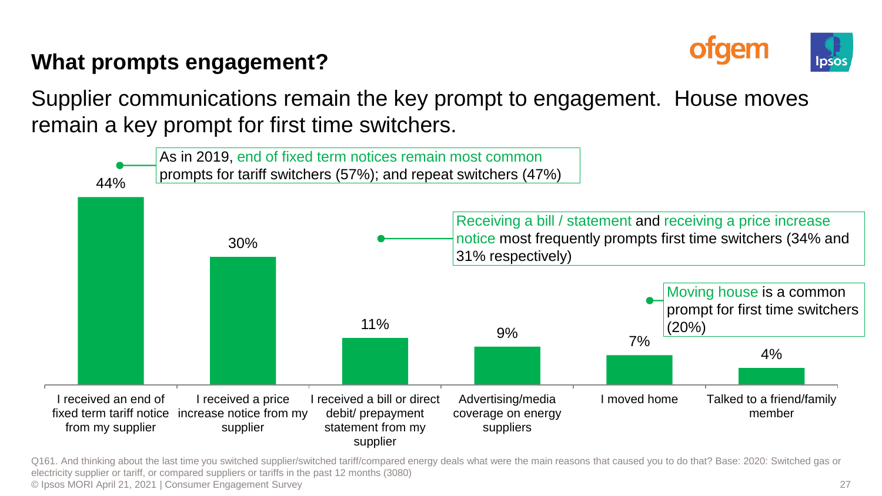# What prompts engagement?

Supplier communications remain the key prompt to engagement. House moves remain a key prompt for first time switchers.

| Reason | % |
|---|---|
| I received an end of fixed term tariff notice from my supplier | 44% |
| I received a price increase notice from my supplier | 30% |
| I received a bill or direct debit/ prepayment statement from my supplier | 11% |
| Advertising/media coverage on energy suppliers | 9% |
| I moved home | 7% |
| Talked to a friend/family member | 4% |

As in 2019, end of fixed term notices remain most common prompts for tariff switchers (57%); and repeat switchers (47%)

Receiving a bill / statement and receiving a price increase notice most frequently prompts first time switchers (34% and 31% respectively)

Moving house is a common prompt for first time switchers (20%)

Q161. And thinking about the last time you switched supplier/switched tariff/compared energy deals what were the main reasons that caused you to do that? Base: 2020: Switched gas or electricity supplier or tariff, or compared suppliers or tariffs in the past 12 months (3080)

© Ipsos MORI April 21, 2021 | Consumer Engagement Survey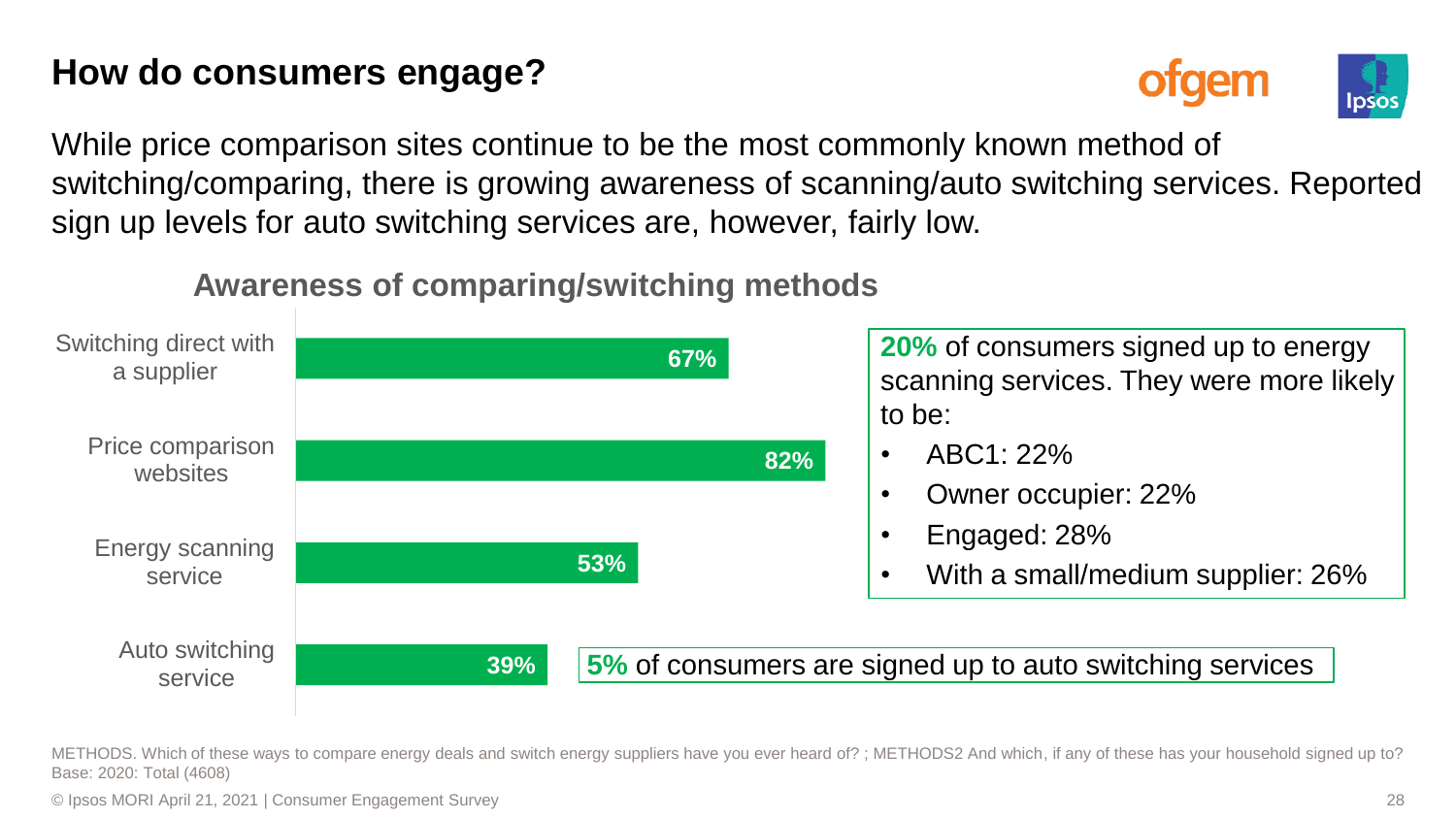# How do consumers engage?

While price comparison sites continue to be the most commonly known method of switching/comparing, there is growing awareness of scanning/auto switching services. Reported sign up levels for auto switching services are, however, fairly low.

## Awareness of comparing/switching methods

| Method | % |
|---|---|
| Switching direct with a supplier | 67% |
| Price comparison websites | 82% |
| Energy scanning service | 53% |
| Auto switching service | 39% |

**20%** of consumers signed up to energy scanning services. They were more likely to be:

- ABC1: 22%
- Owner occupier: 22%
- Engaged: 28%
- With a small/medium supplier: 26%

**5%** of consumers are signed up to auto switching services

METHODS. Which of these ways to compare energy deals and switch energy suppliers have you ever heard of? ; METHODS2 And which, if any of these has your household signed up to?
Base: 2020: Total (4608)

© Ipsos MORI April 21, 2021 | Consumer Engagement Survey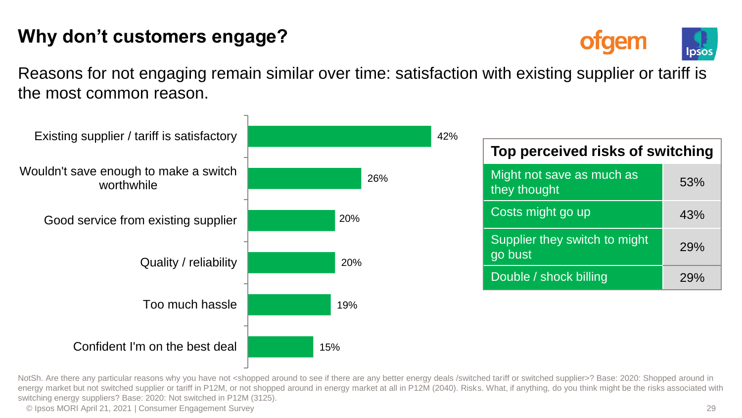# Why don't customers engage?

Reasons for not engaging remain similar over time: satisfaction with existing supplier or tariff is the most common reason.

| Reason | % |
|---|---|
| Existing supplier / tariff is satisfactory | 42% |
| Wouldn't save enough to make a switch worthwhile | 26% |
| Good service from existing supplier | 20% |
| Quality / reliability | 20% |
| Too much hassle | 19% |
| Confident I'm on the best deal | 15% |

| Top perceived risks of switching | |
|---|---|
| Might not save as much as they thought | 53% |
| Costs might go up | 43% |
| Supplier they switch to might go bust | 29% |
| Double / shock billing | 29% |

NotSh. Are there any particular reasons why you have not <shopped around to see if there are any better energy deals /switched tariff or switched supplier>? Base: 2020: Shopped around in energy market but not switched supplier or tariff in P12M, or not shopped around in energy market at all in P12M (2040). Risks. What, if anything, do you think might be the risks associated with switching energy suppliers? Base: 2020: Not switched in P12M (3125).

© Ipsos MORI April 21, 2021 | Consumer Engagement Survey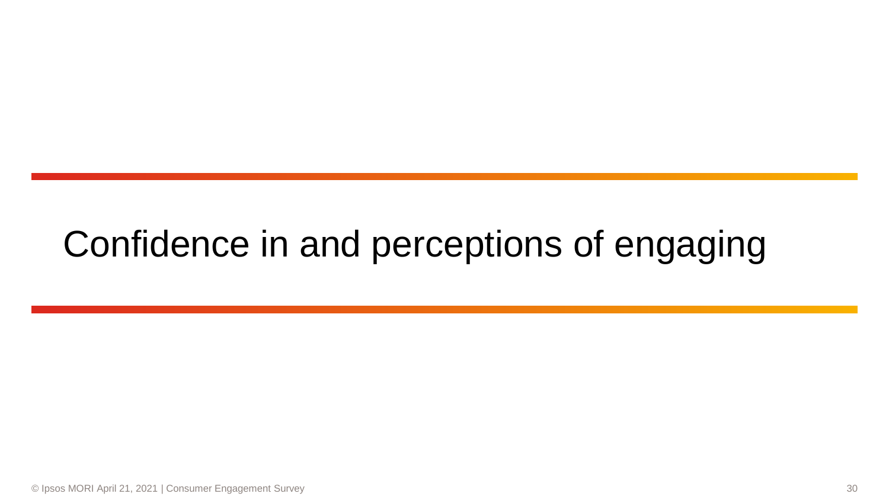# Confidence in and perceptions of engaging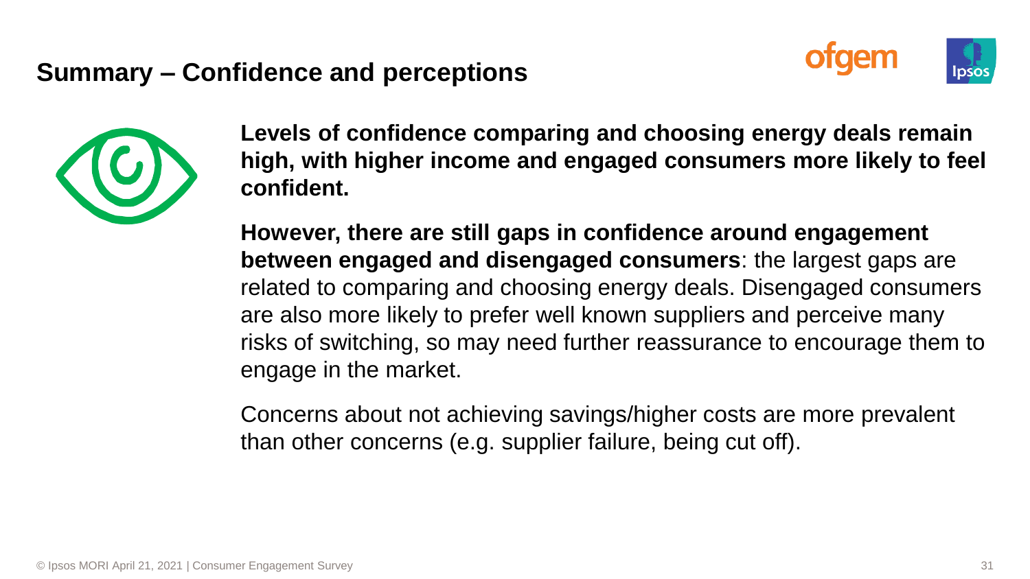# Summary – Confidence and perceptions

**Levels of confidence comparing and choosing energy deals remain high, with higher income and engaged consumers more likely to feel confident.**

**However, there are still gaps in confidence around engagement between engaged and disengaged consumers**: the largest gaps are related to comparing and choosing energy deals. Disengaged consumers are also more likely to prefer well known suppliers and perceive many risks of switching, so may need further reassurance to encourage them to engage in the market.

Concerns about not achieving savings/higher costs are more prevalent than other concerns (e.g. supplier failure, being cut off).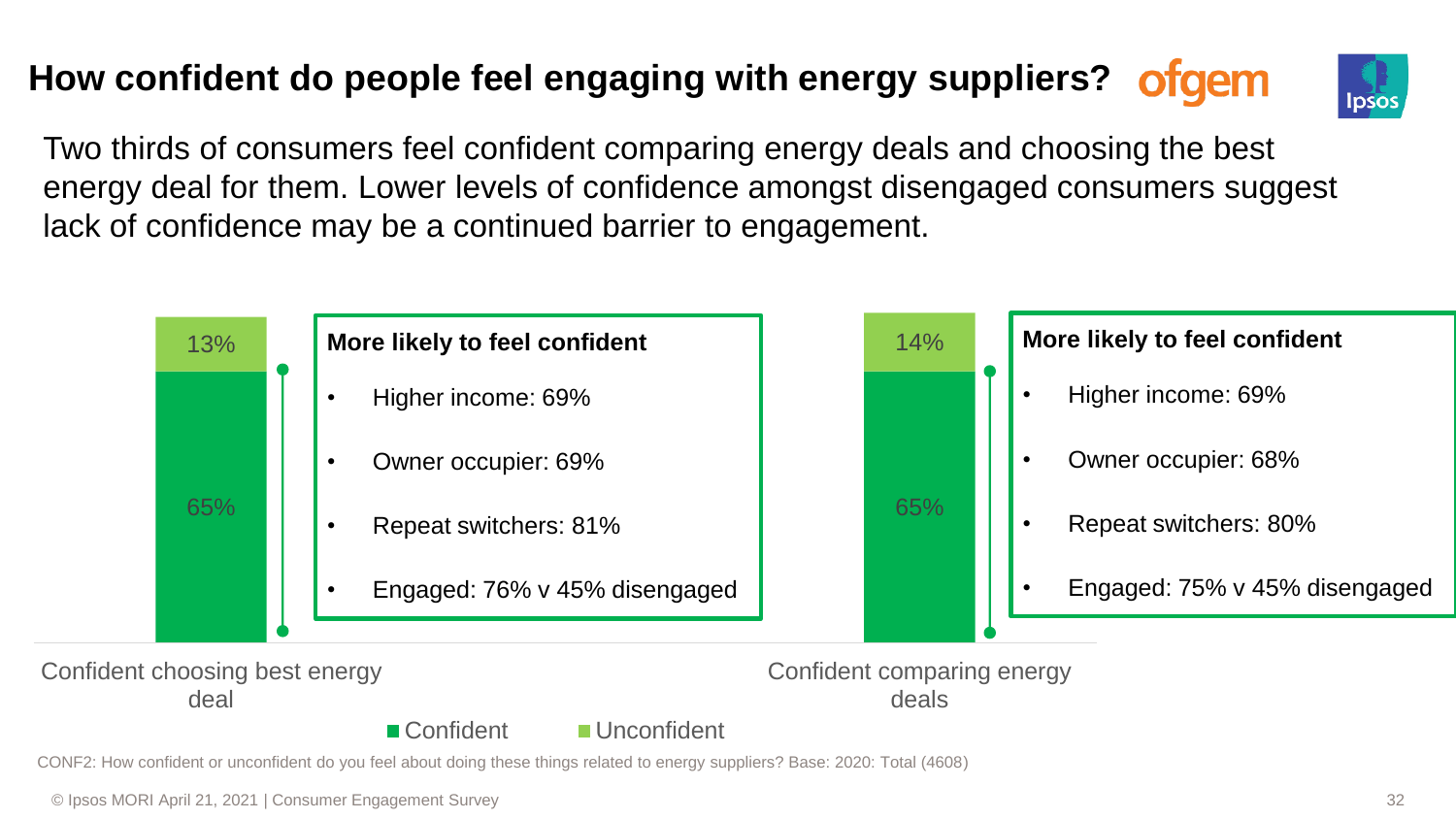# How confident do people feel engaging with energy suppliers?

Two thirds of consumers feel confident comparing energy deals and choosing the best energy deal for them. Lower levels of confidence amongst disengaged consumers suggest lack of confidence may be a continued barrier to engagement.

| | Confident | Unconfident |
|---|---|---|
| Confident choosing best energy deal | 65% | 13% |
| Confident comparing energy deals | 65% | 14% |

**Confident choosing best energy deal — More likely to feel confident**

- Higher income: 69%
- Owner occupier: 69%
- Repeat switchers: 81%
- Engaged: 76% v 45% disengaged

**Confident comparing energy deals — More likely to feel confident**

- Higher income: 69%
- Owner occupier: 68%
- Repeat switchers: 80%
- Engaged: 75% v 45% disengaged

CONF2: How confident or unconfident do you feel about doing these things related to energy suppliers? Base: 2020: Total (4608)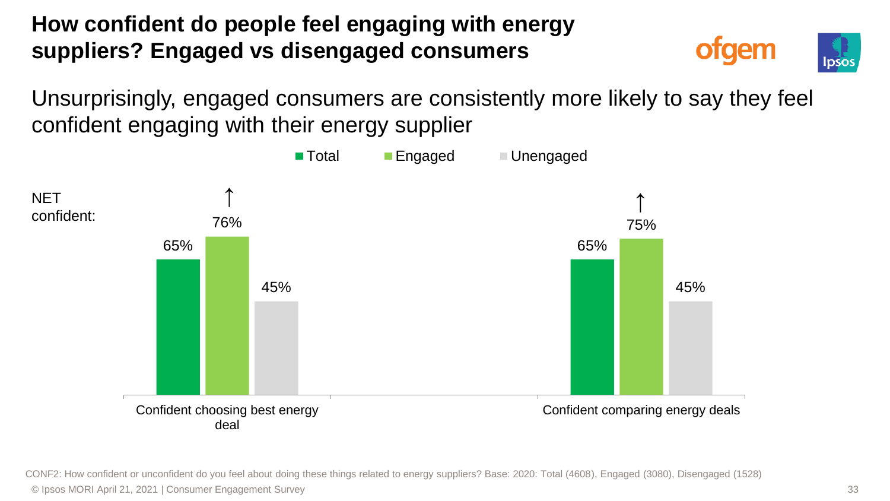# How confident do people feel engaging with energy suppliers? Engaged vs disengaged consumers

Unsurprisingly, engaged consumers are consistently more likely to say they feel confident engaging with their energy supplier

NET confident:

| | Total | Engaged | Unengaged |
|---|---|---|---|
| Confident choosing best energy deal | 65% | 76% ↑ | 45% |
| Confident comparing energy deals | 65% | 75% ↑ | 45% |

CONF2: How confident or unconfident do you feel about doing these things related to energy suppliers? Base: 2020: Total (4608), Engaged (3080), Disengaged (1528)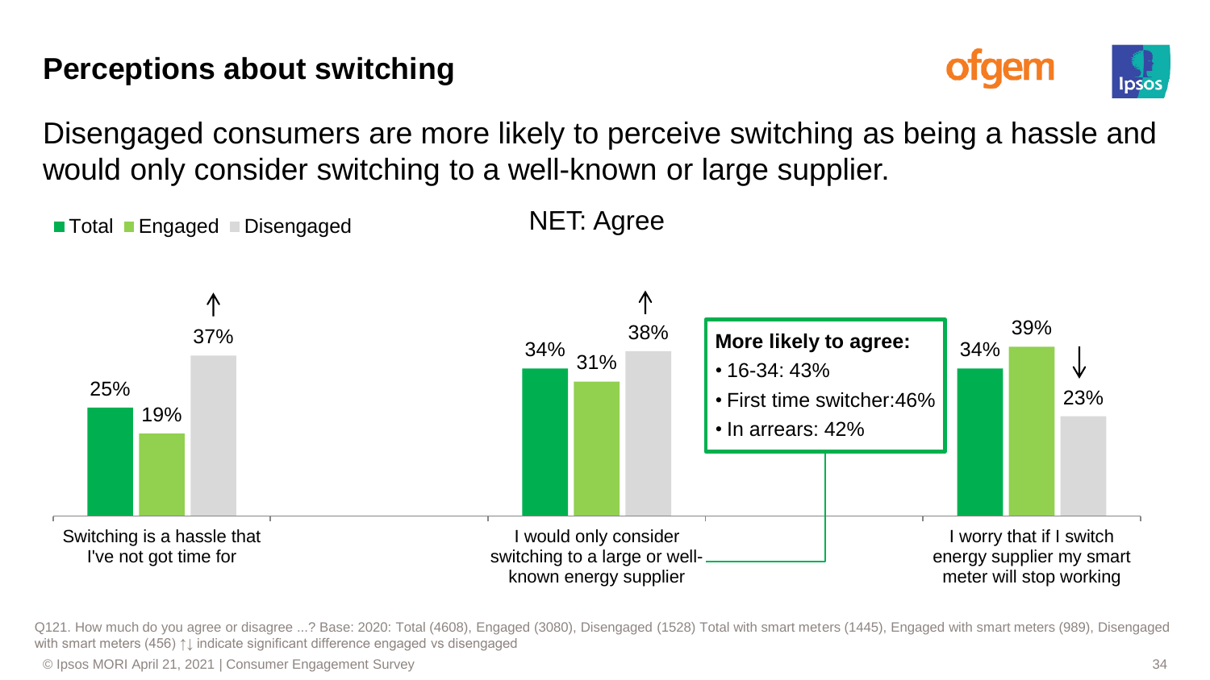# Perceptions about switching

Disengaged consumers are more likely to perceive switching as being a hassle and would only consider switching to a well-known or large supplier.

NET: Agree

| | Total | Engaged | Disengaged |
|---|---|---|---|
| Switching is a hassle that I've not got time for | 25% | 19% | 37% ↑ |
| I would only consider switching to a large or well-known energy supplier | 34% | 31% | 38% ↑ |
| I worry that if I switch energy supplier my smart meter will stop working | 34% | 39% | 23% ↓ |

**More likely to agree:** (I would only consider switching to a large or well-known energy supplier)

- 16-34: 43%
- First time switcher:46%
- In arrears: 42%

Q121. How much do you agree or disagree ...? Base: 2020: Total (4608), Engaged (3080), Disengaged (1528) Total with smart meters (1445), Engaged with smart meters (989), Disengaged with smart meters (456) ↑↓ indicate significant difference engaged vs disengaged

© Ipsos MORI April 21, 2021 | Consumer Engagement Survey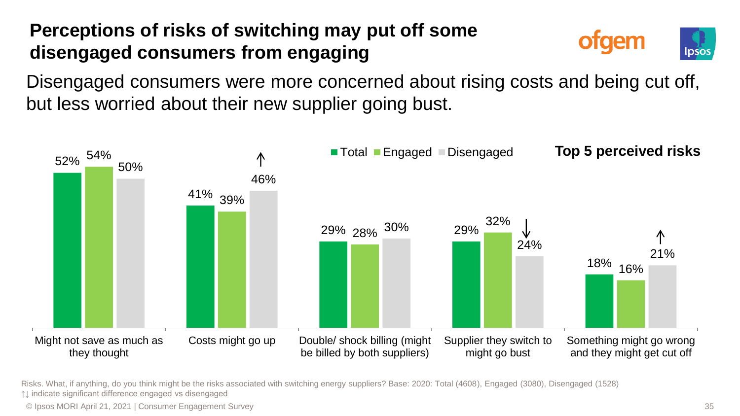# Perceptions of risks of switching may put off some disengaged consumers from engaging

Disengaged consumers were more concerned about rising costs and being cut off, but less worried about their new supplier going bust.

**Top 5 perceived risks**

| Risk | Total | Engaged | Disengaged |
|---|---|---|---|
| Might not save as much as they thought | 52% | 54% | 50% |
| Costs might go up | 41% | 39% | 46% ↑ |
| Double/ shock billing (might be billed by both suppliers) | 29% | 28% | 30% |
| Supplier they switch to might go bust | 29% | 32% | 24% ↓ |
| Something might go wrong and they might get cut off | 18% | 16% | 21% ↑ |

Risks. What, if anything, do you think might be the risks associated with switching energy suppliers? Base: 2020: Total (4608), Engaged (3080), Disengaged (1528)
↑↓ indicate significant difference engaged vs disengaged

© Ipsos MORI April 21, 2021 | Consumer Engagement Survey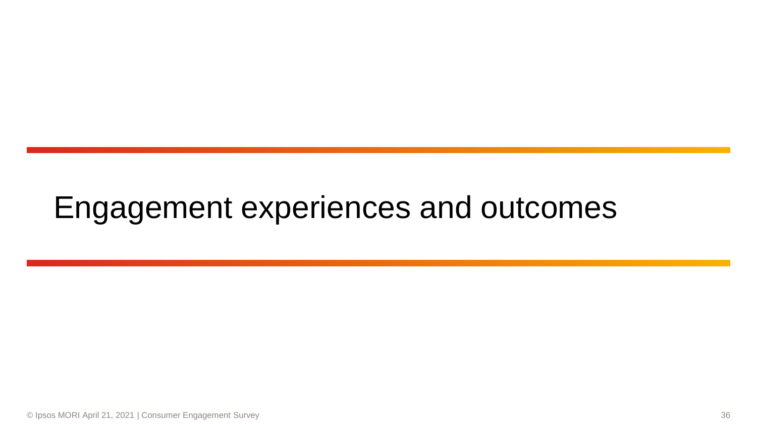# Engagement experiences and outcomes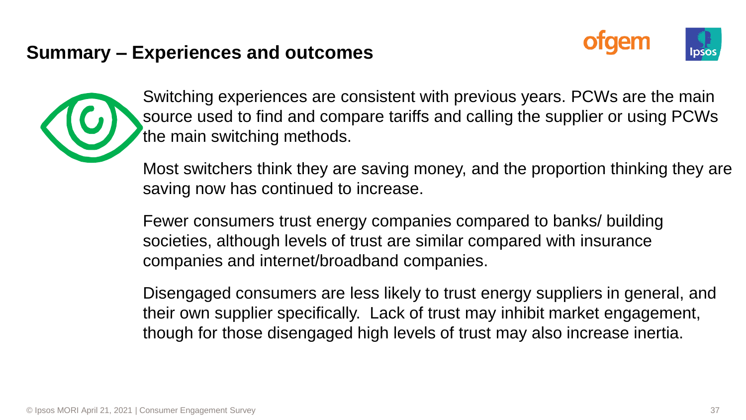## Summary – Experiences and outcomes

Switching experiences are consistent with previous years. PCWs are the main source used to find and compare tariffs and calling the supplier or using PCWs the main switching methods.

Most switchers think they are saving money, and the proportion thinking they are saving now has continued to increase.

Fewer consumers trust energy companies compared to banks/ building societies, although levels of trust are similar compared with insurance companies and internet/broadband companies.

Disengaged consumers are less likely to trust energy suppliers in general, and their own supplier specifically. Lack of trust may inhibit market engagement, though for those disengaged high levels of trust may also increase inertia.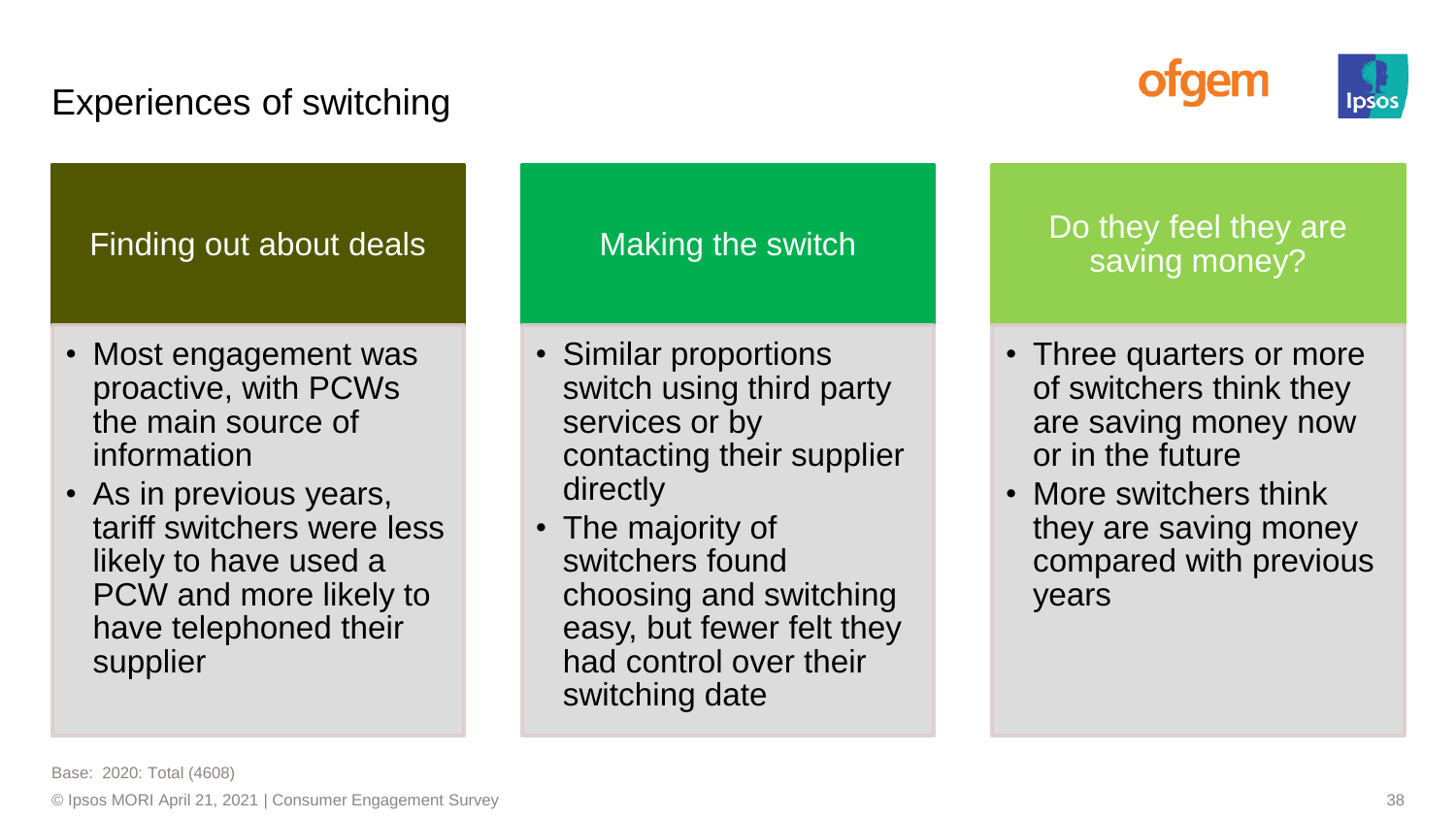# Experiences of switching

## Finding out about deals

- Most engagement was proactive, with PCWs the main source of information
- As in previous years, tariff switchers were less likely to have used a PCW and more likely to have telephoned their supplier

## Making the switch

- Similar proportions switch using third party services or by contacting their supplier directly
- The majority of switchers found choosing and switching easy, but fewer felt they had control over their switching date

## Do they feel they are saving money?

- Three quarters or more of switchers think they are saving money now or in the future
- More switchers think they are saving money compared with previous years

Base: 2020: Total (4608)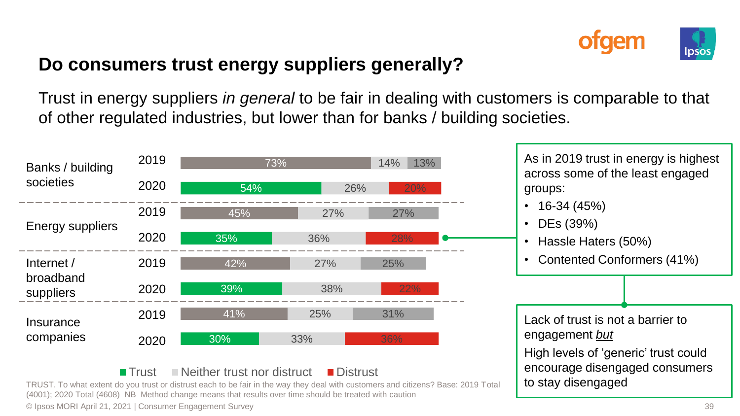# Do consumers trust energy suppliers generally?

Trust in energy suppliers *in general* to be fair in dealing with customers is comparable to that of other regulated industries, but lower than for banks / building societies.

| | Year | Trust | Neither trust nor distrust | Distrust |
|---|---|---|---|---|
| Banks / building societies | 2019 | 73% | 14% | 13% |
| | 2020 | 54% | 26% | 20% |
| Energy suppliers | 2019 | 45% | 27% | 27% |
| | 2020 | 35% | 36% | 28% |
| Internet / broadband suppliers | 2019 | 42% | 27% | 25% |
| | 2020 | 39% | 38% | 22% |
| Insurance companies | 2019 | 41% | 25% | 31% |
| | 2020 | 30% | 33% | 36% |

As in 2019 trust in energy is highest across some of the least engaged groups:

- 16-34 (45%)
- DEs (39%)
- Hassle Haters (50%)
- Contented Conformers (41%)

Lack of trust is not a barrier to engagement *but*

High levels of 'generic' trust could encourage disengaged consumers to stay disengaged

TRUST. To what extent do you trust or distrust each to be fair in the way they deal with customers and citizens? Base: 2019 Total (4001); 2020 Total (4608) NB Method change means that results over time should be treated with caution

© Ipsos MORI April 21, 2021 | Consumer Engagement Survey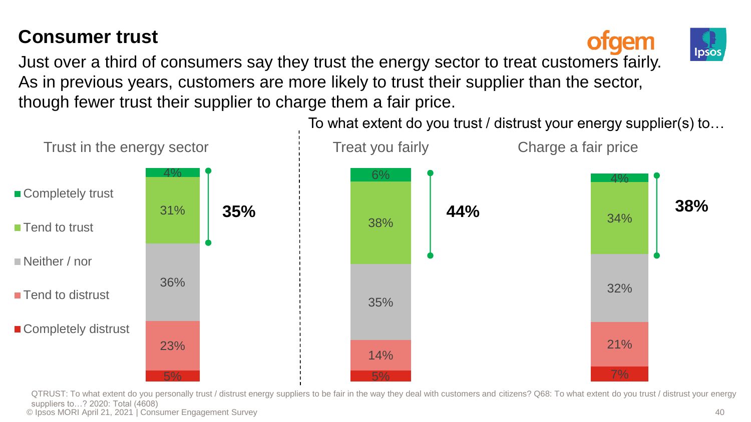# Consumer trust

Just over a third of consumers say they trust the energy sector to treat customers fairly. As in previous years, customers are more likely to trust their supplier than the sector, though fewer trust their supplier to charge them a fair price.

To what extent do you trust / distrust your energy supplier(s) to…

| | Trust in the energy sector | Treat you fairly | Charge a fair price |
|---|---|---|---|
| Completely trust | 4% | 6% | 4% |
| Tend to trust | 31% | 38% | 34% |
| Neither / nor | 36% | 35% | 32% |
| Tend to distrust | 23% | 14% | 21% |
| Completely distrust | 5% | 5% | 7% |
| **Total trust** | **35%** | **44%** | **38%** |

QTRUST: To what extent do you personally trust / distrust energy suppliers to be fair in the way they deal with customers and citizens? Q68: To what extent do you trust / distrust your energy suppliers to…? 2020: Total (4608)

© Ipsos MORI April 21, 2021 | Consumer Engagement Survey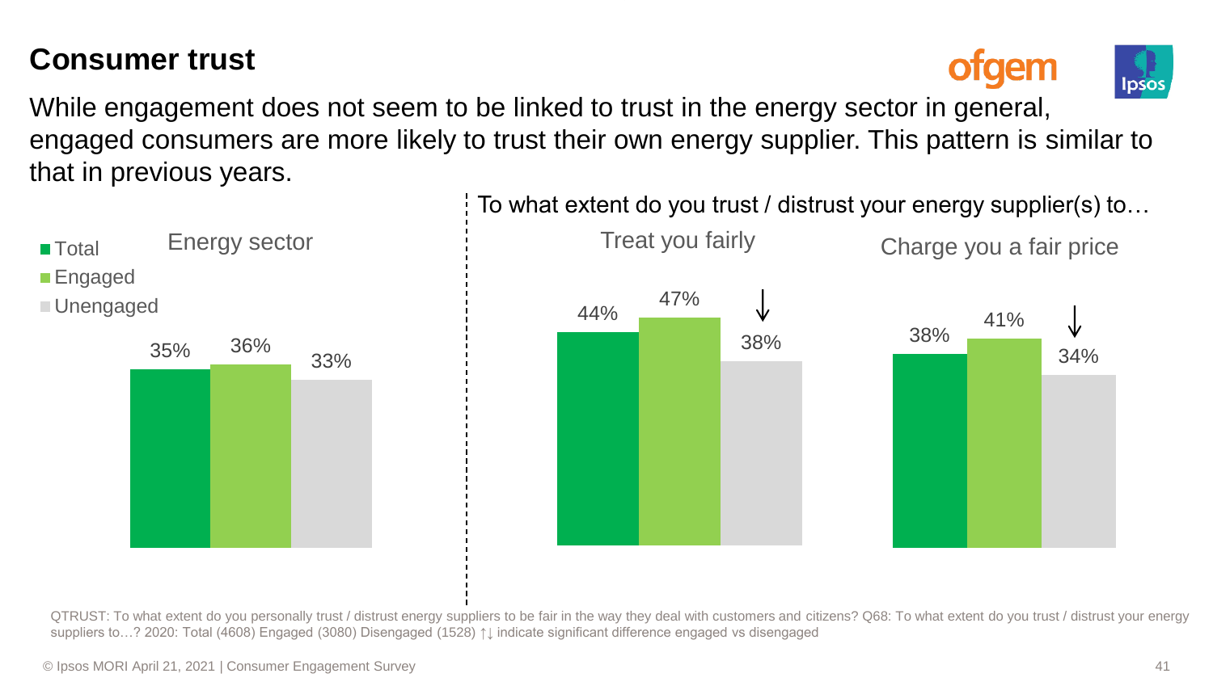# Consumer trust

While engagement does not seem to be linked to trust in the energy sector in general, engaged consumers are more likely to trust their own energy supplier. This pattern is similar to that in previous years.

**Energy sector**

| | Total | Engaged | Unengaged |
|---|---|---|---|
| Energy sector | 35% | 36% | 33% |

**To what extent do you trust / distrust your energy supplier(s) to…**

| | Total | Engaged | Unengaged |
|---|---|---|---|
| Treat you fairly | 44% | 47% | 38% ↓ |
| Charge you a fair price | 38% | 41% | 34% ↓ |

QTRUST: To what extent do you personally trust / distrust energy suppliers to be fair in the way they deal with customers and citizens? Q68: To what extent do you trust / distrust your energy suppliers to…? 2020: Total (4608) Engaged (3080) Disengaged (1528) ↑↓ indicate significant difference engaged vs disengaged

© Ipsos MORI April 21, 2021 | Consumer Engagement Survey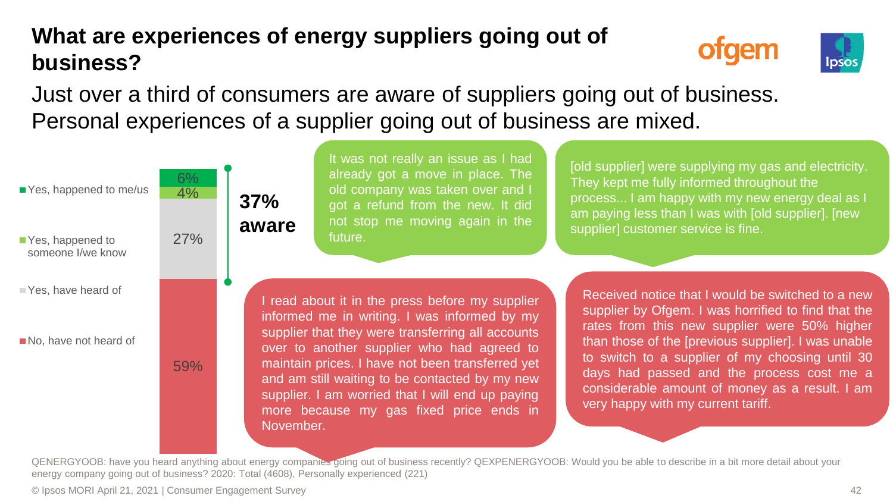# What are experiences of energy suppliers going out of business?

Just over a third of consumers are aware of suppliers going out of business. Personal experiences of a supplier going out of business are mixed.

| Response | % |
|---|---|
| Yes, happened to me/us | 6% |
| Yes, happened to someone I/we know | 4% |
| Yes, have heard of | 27% |
| No, have not heard of | 59% |

**37% aware**

> It was not really an issue as I had already got a move in place. The old company was taken over and I got a refund from the new. It did not stop me moving again in the future.

> [old supplier] were supplying my gas and electricity. They kept me fully informed throughout the process... I am happy with my new energy deal as I am paying less than I was with [old supplier]. [new supplier] customer service is fine.

> I read about it in the press before my supplier informed me in writing. I was informed by my supplier that they were transferring all accounts over to another supplier who had agreed to maintain prices. I have not been transferred yet and am still waiting to be contacted by my new supplier. I am worried that I will end up paying more because my gas fixed price ends in November.

> Received notice that I would be switched to a new supplier by Ofgem. I was horrified to find that the rates from this new supplier were 50% higher than those of the [previous supplier]. I was unable to switch to a supplier of my choosing until 30 days had passed and the process cost me a considerable amount of money as a result. I am very happy with my current tariff.

QENERGYOOB: have you heard anything about energy companies going out of business recently? QEXPENERGYOOB: Would you be able to describe in a bit more detail about your energy company going out of business? 2020: Total (4608), Personally experienced (221)

© Ipsos MORI April 21, 2021 | Consumer Engagement Survey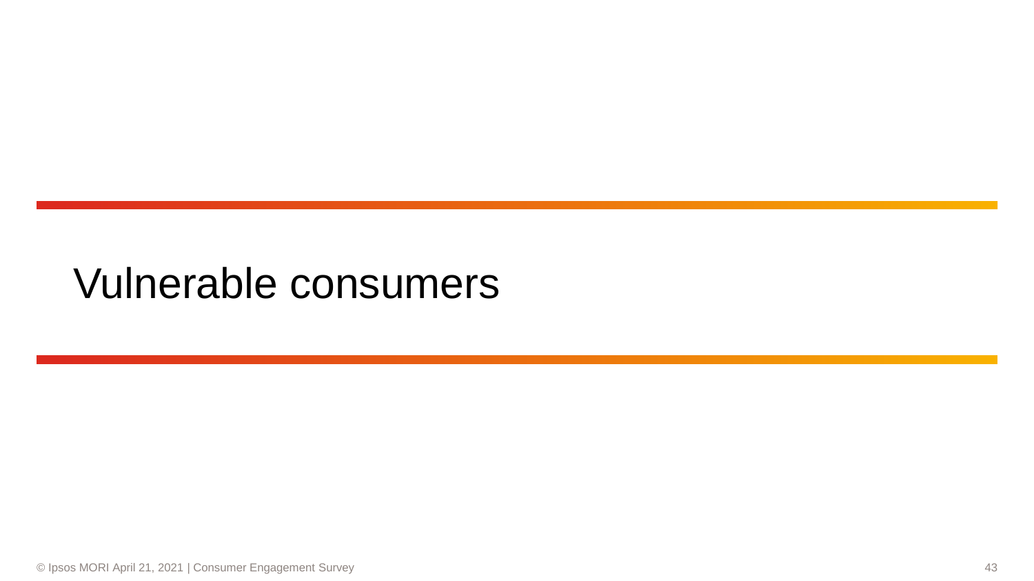# Vulnerable consumers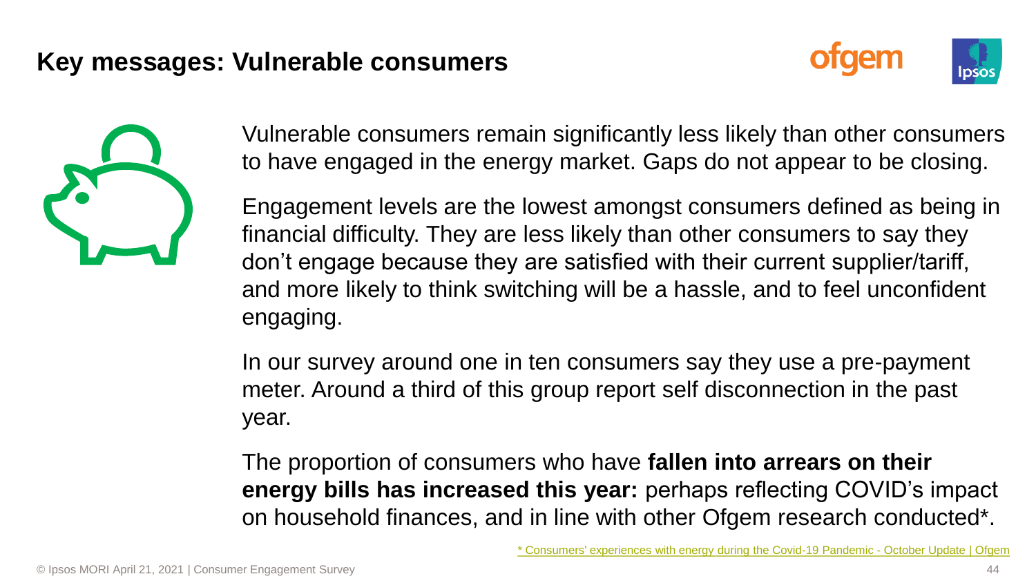# Key messages: Vulnerable consumers

Vulnerable consumers remain significantly less likely than other consumers to have engaged in the energy market. Gaps do not appear to be closing.

Engagement levels are the lowest amongst consumers defined as being in financial difficulty. They are less likely than other consumers to say they don't engage because they are satisfied with their current supplier/tariff, and more likely to think switching will be a hassle, and to feel unconfident engaging.

In our survey around one in ten consumers say they use a pre-payment meter. Around a third of this group report self disconnection in the past year.

The proportion of consumers who have **fallen into arrears on their energy bills has increased this year:** perhaps reflecting COVID's impact on household finances, and in line with other Ofgem research conducted*.

* Consumers' experiences with energy during the Covid-19 Pandemic - October Update | Ofgem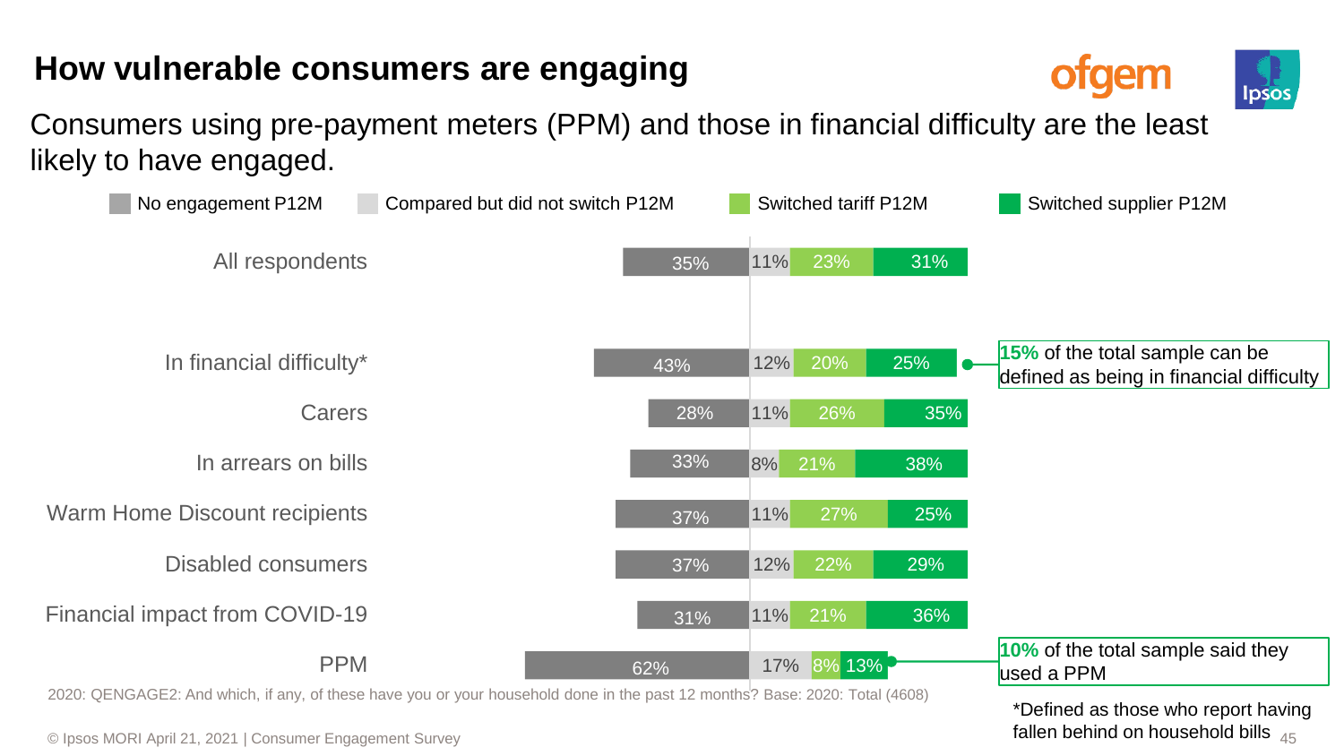# How vulnerable consumers are engaging

Consumers using pre-payment meters (PPM) and those in financial difficulty are the least likely to have engaged.

| | No engagement P12M | Compared but did not switch P12M | Switched tariff P12M | Switched supplier P12M |
|---|---|---|---|---|
| All respondents | 35% | 11% | 23% | 31% |
| In financial difficulty* | 43% | 12% | 20% | 25% |
| Carers | 28% | 11% | 26% | 35% |
| In arrears on bills | 33% | 8% | 21% | 38% |
| Warm Home Discount recipients | 37% | 11% | 27% | 25% |
| Disabled consumers | 37% | 12% | 22% | 29% |
| Financial impact from COVID-19 | 31% | 11% | 21% | 36% |
| PPM | 62% | 17% | 8% | 13% |

**15%** of the total sample can be defined as being in financial difficulty

**10%** of the total sample said they used a PPM

2020: QENGAGE2: And which, if any, of these have you or your household done in the past 12 months? Base: 2020: Total (4608)

*Defined as those who report having fallen behind on household bills

© Ipsos MORI April 21, 2021 | Consumer Engagement Survey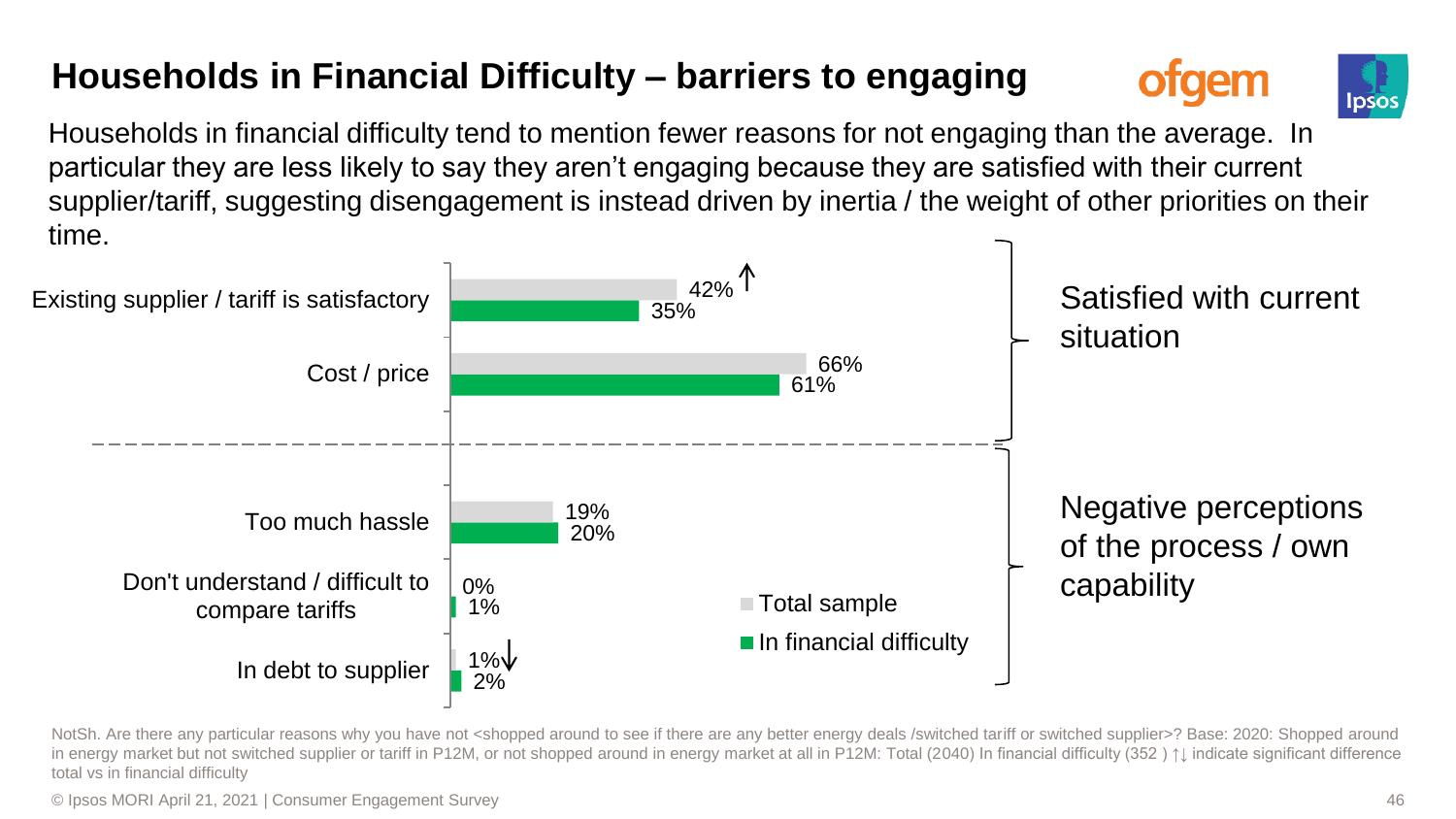# Households in Financial Difficulty – barriers to engaging

Households in financial difficulty tend to mention fewer reasons for not engaging than the average. In particular they are less likely to say they aren't engaging because they are satisfied with their current supplier/tariff, suggesting disengagement is instead driven by inertia / the weight of other priorities on their time.

| Reason | Total sample | In financial difficulty |
|---|---|---|
| **Satisfied with current situation** | | |
| Existing supplier / tariff is satisfactory | 42% ↑ | 35% |
| Cost / price | 66% | 61% |
| **Negative perceptions of the process / own capability** | | |
| Too much hassle | 19% | 20% |
| Don't understand / difficult to compare tariffs | 0% | 1% |
| In debt to supplier | 1% ↓ | 2% |

NotSh. Are there any particular reasons why you have not <shopped around to see if there are any better energy deals /switched tariff or switched supplier>? Base: 2020: Shopped around in energy market but not switched supplier or tariff in P12M, or not shopped around in energy market at all in P12M: Total (2040) In financial difficulty (352 ) ↑↓ indicate significant difference total vs in financial difficulty

© Ipsos MORI April 21, 2021 | Consumer Engagement Survey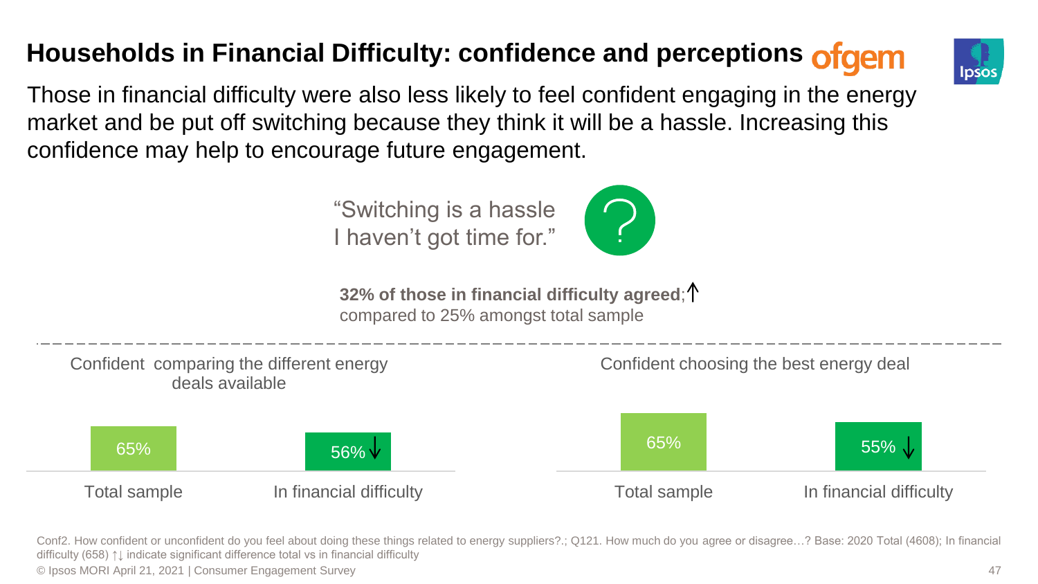# Households in Financial Difficulty: confidence and perceptions

Those in financial difficulty were also less likely to feel confident engaging in the energy market and be put off switching because they think it will be a hassle. Increasing this confidence may help to encourage future engagement.

"Switching is a hassle I haven't got time for."

**32% of those in financial difficulty agreed**;↑ compared to 25% amongst total sample

**Confident comparing the different energy deals available**

| Total sample | In financial difficulty |
| --- | --- |
| 65% | 56%↓ |

**Confident choosing the best energy deal**

| Total sample | In financial difficulty |
| --- | --- |
| 65% | 55%↓ |

Conf2. How confident or unconfident do you feel about doing these things related to energy suppliers?.; Q121. How much do you agree or disagree…? Base: 2020 Total (4608); In financial difficulty (658) ↑↓ indicate significant difference total vs in financial difficulty

© Ipsos MORI April 21, 2021 | Consumer Engagement Survey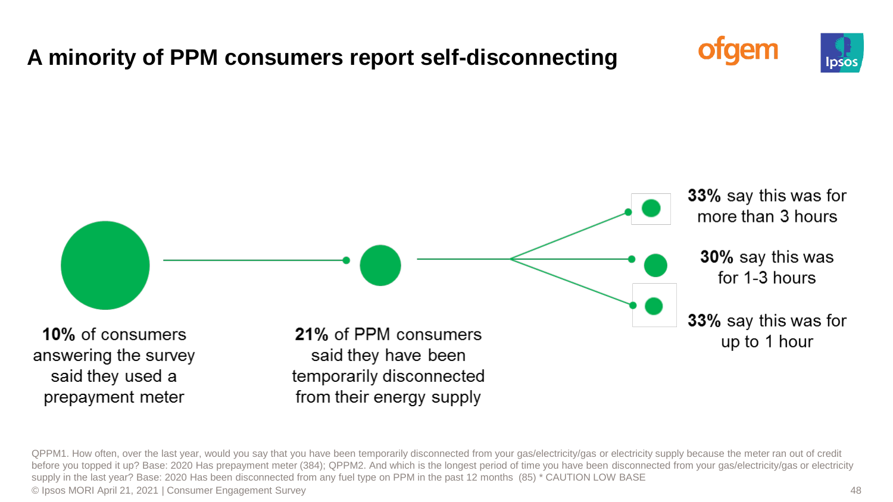# A minority of PPM consumers report self-disconnecting

**10%** of consumers answering the survey said they used a prepayment meter

**21%** of PPM consumers said they have been temporarily disconnected from their energy supply

**33%** say this was for more than 3 hours

**30%** say this was for 1-3 hours

**33%** say this was for up to 1 hour

QPPM1. How often, over the last year, would you say that you have been temporarily disconnected from your gas/electricity/gas or electricity supply because the meter ran out of credit before you topped it up? Base: 2020 Has prepayment meter (384); QPPM2. And which is the longest period of time you have been disconnected from your gas/electricity/gas or electricity supply in the last year? Base: 2020 Has been disconnected from any fuel type on PPM in the past 12 months (85) * CAUTION LOW BASE

© Ipsos MORI April 21, 2021 | Consumer Engagement Survey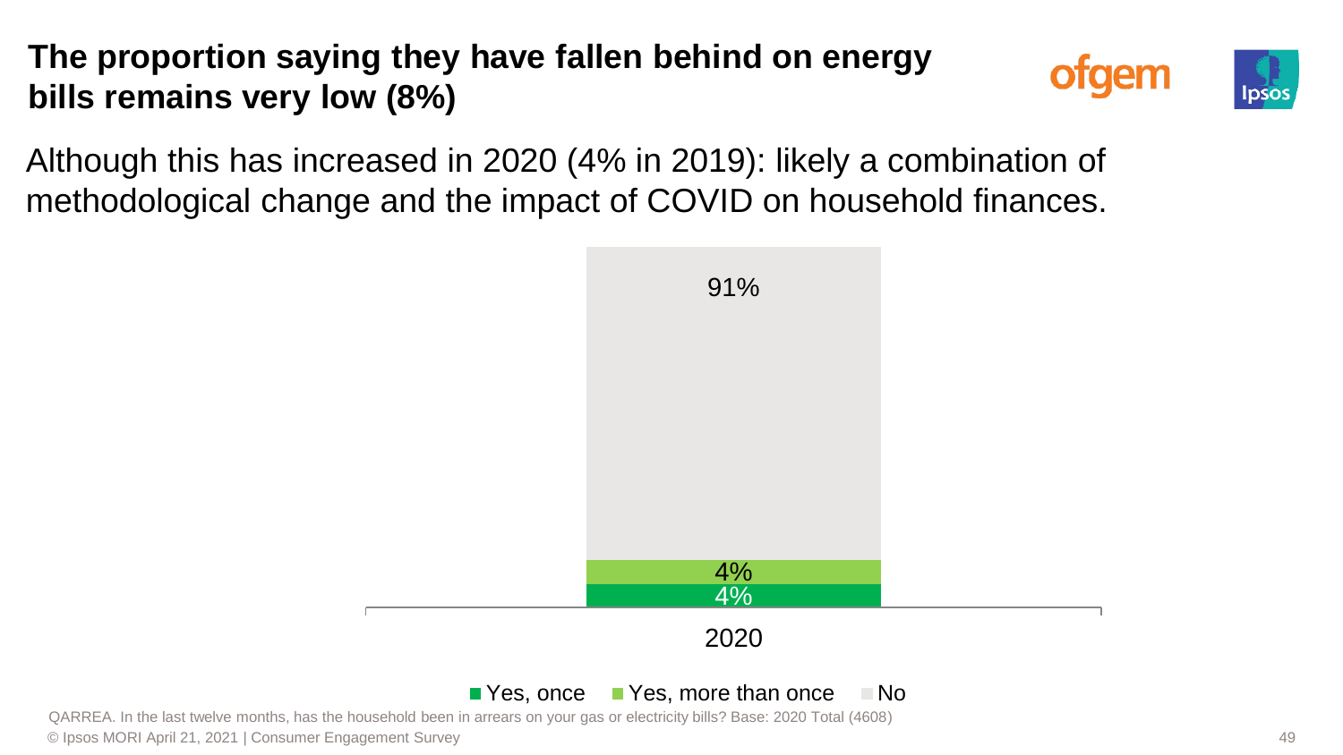# The proportion saying they have fallen behind on energy bills remains very low (8%)

Although this has increased in 2020 (4% in 2019): likely a combination of methodological change and the impact of COVID on household finances.

| | 2020 |
|---|---|
| Yes, once | 4% |
| Yes, more than once | 4% |
| No | 91% |

QARREA. In the last twelve months, has the household been in arrears on your gas or electricity bills? Base: 2020 Total (4608)

© Ipsos MORI April 21, 2021 | Consumer Engagement Survey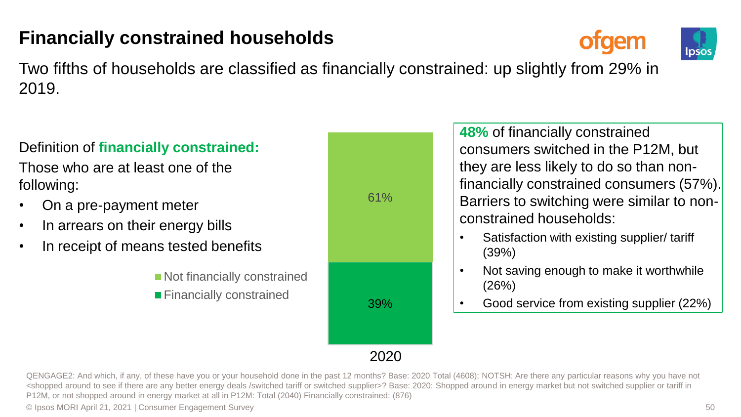# Financially constrained households

Two fifths of households are classified as financially constrained: up slightly from 29% in 2019.

Definition of **financially constrained:**

Those who are at least one of the following:

- On a pre-payment meter
- In arrears on their energy bills
- In receipt of means tested benefits

| 2020 | |
|---|---|
| Not financially constrained | 61% |
| Financially constrained | 39% |

**48%** of financially constrained consumers switched in the P12M, but they are less likely to do so than non-financially constrained consumers (57%). Barriers to switching were similar to non-constrained households:

- Satisfaction with existing supplier/ tariff (39%)
- Not saving enough to make it worthwhile (26%)
- Good service from existing supplier (22%)

QENGAGE2: And which, if any, of these have you or your household done in the past 12 months? Base: 2020 Total (4608); NOTSH: Are there any particular reasons why you have not <shopped around to see if there are any better energy deals /switched tariff or switched supplier>? Base: 2020: Shopped around in energy market but not switched supplier or tariff in P12M, or not shopped around in energy market at all in P12M: Total (2040) Financially constrained: (876)

© Ipsos MORI April 21, 2021 | Consumer Engagement Survey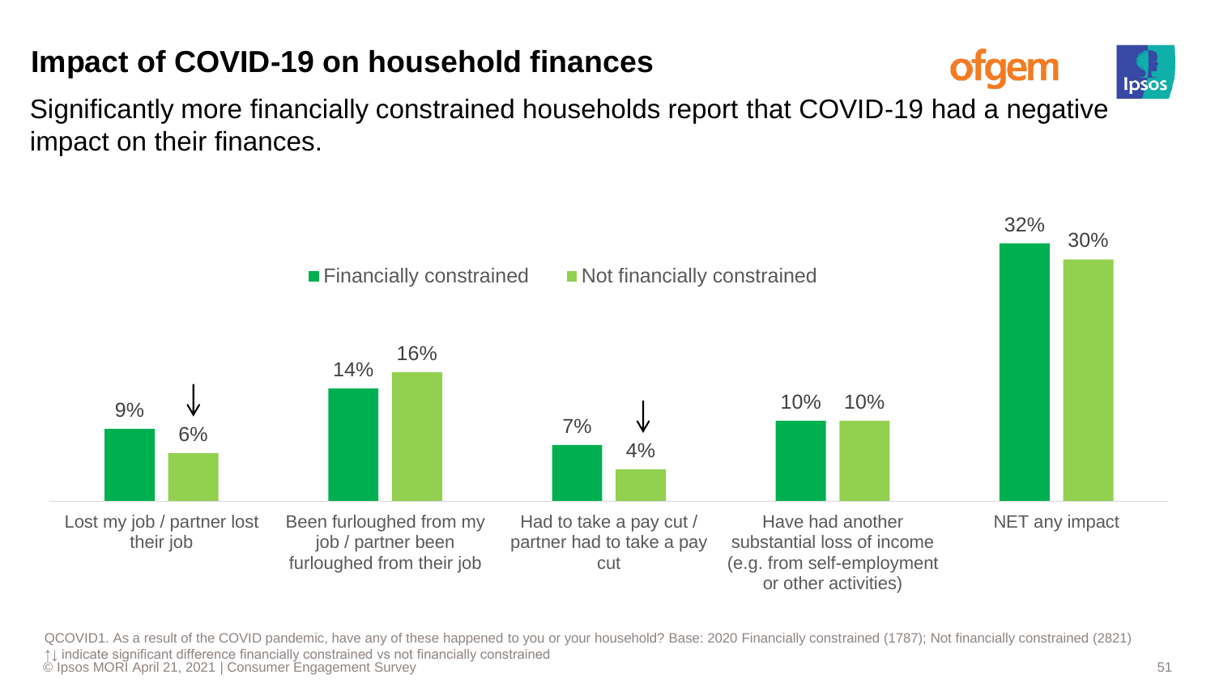# Impact of COVID-19 on household finances

Significantly more financially constrained households report that COVID-19 had a negative impact on their finances.

| | Financially constrained | Not financially constrained |
|---|---|---|
| Lost my job / partner lost their job | 9% | 6% ↓ |
| Been furloughed from my job / partner been furloughed from their job | 14% | 16% |
| Had to take a pay cut / partner had to take a pay cut | 7% | 4% ↓ |
| Have had another substantial loss of income (e.g. from self-employment or other activities) | 10% | 10% |
| NET any impact | 32% | 30% |

QCOVID1. As a result of the COVID pandemic, have any of these happened to you or your household? Base: 2020 Financially constrained (1787); Not financially constrained (2821)

↑↓ indicate significant difference financially constrained vs not financially constrained

© Ipsos MORI April 21, 2021 | Consumer Engagement Survey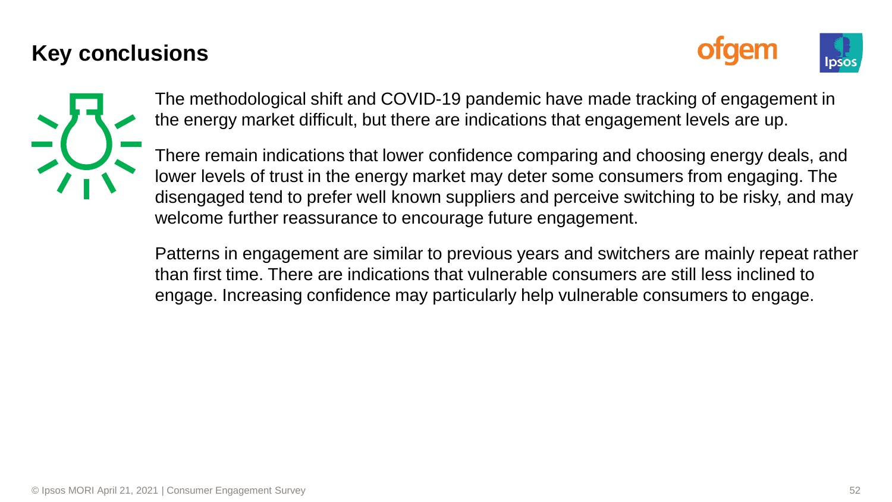# Key conclusions

The methodological shift and COVID-19 pandemic have made tracking of engagement in the energy market difficult, but there are indications that engagement levels are up.

There remain indications that lower confidence comparing and choosing energy deals, and lower levels of trust in the energy market may deter some consumers from engaging. The disengaged tend to prefer well known suppliers and perceive switching to be risky, and may welcome further reassurance to encourage future engagement.

Patterns in engagement are similar to previous years and switchers are mainly repeat rather than first time. There are indications that vulnerable consumers are still less inclined to engage. Increasing confidence may particularly help vulnerable consumers to engage.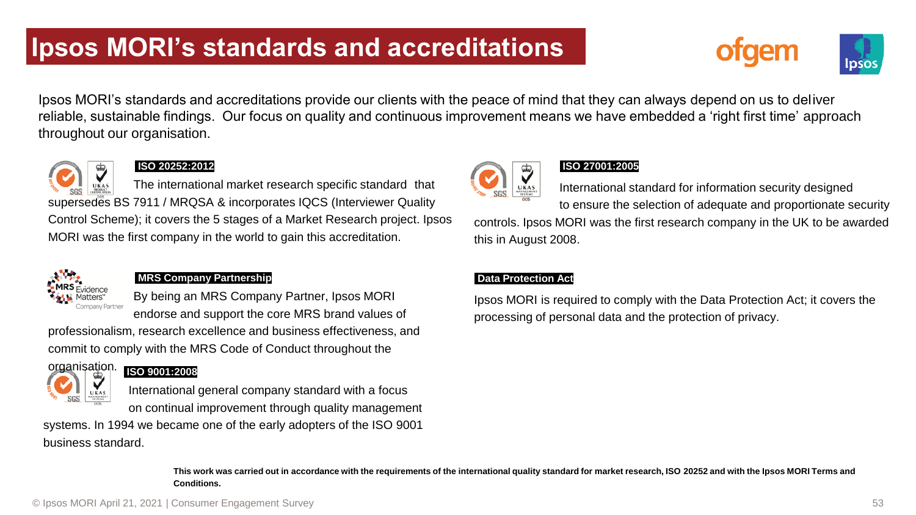# Ipsos MORI's standards and accreditations

Ipsos MORI's standards and accreditations provide our clients with the peace of mind that they can always depend on us to deliver reliable, sustainable findings. Our focus on quality and continuous improvement means we have embedded a 'right first time' approach throughout our organisation.

**ISO 20252:2012**

The international market research specific standard that supersedes BS 7911 / MRQSA & incorporates IQCS (Interviewer Quality Control Scheme); it covers the 5 stages of a Market Research project. Ipsos MORI was the first company in the world to gain this accreditation.

**MRS Company Partnership**

By being an MRS Company Partner, Ipsos MORI endorse and support the core MRS brand values of professionalism, research excellence and business effectiveness, and commit to comply with the MRS Code of Conduct throughout the organisation.

**ISO 9001:2008**

International general company standard with a focus on continual improvement through quality management systems. In 1994 we became one of the early adopters of the ISO 9001 business standard.

**ISO 27001:2005**

International standard for information security designed to ensure the selection of adequate and proportionate security controls. Ipsos MORI was the first research company in the UK to be awarded this in August 2008.

**Data Protection Act**

Ipsos MORI is required to comply with the Data Protection Act; it covers the processing of personal data and the protection of privacy.

**This work was carried out in accordance with the requirements of the international quality standard for market research, ISO 20252 and with the Ipsos MORI Terms and Conditions.**